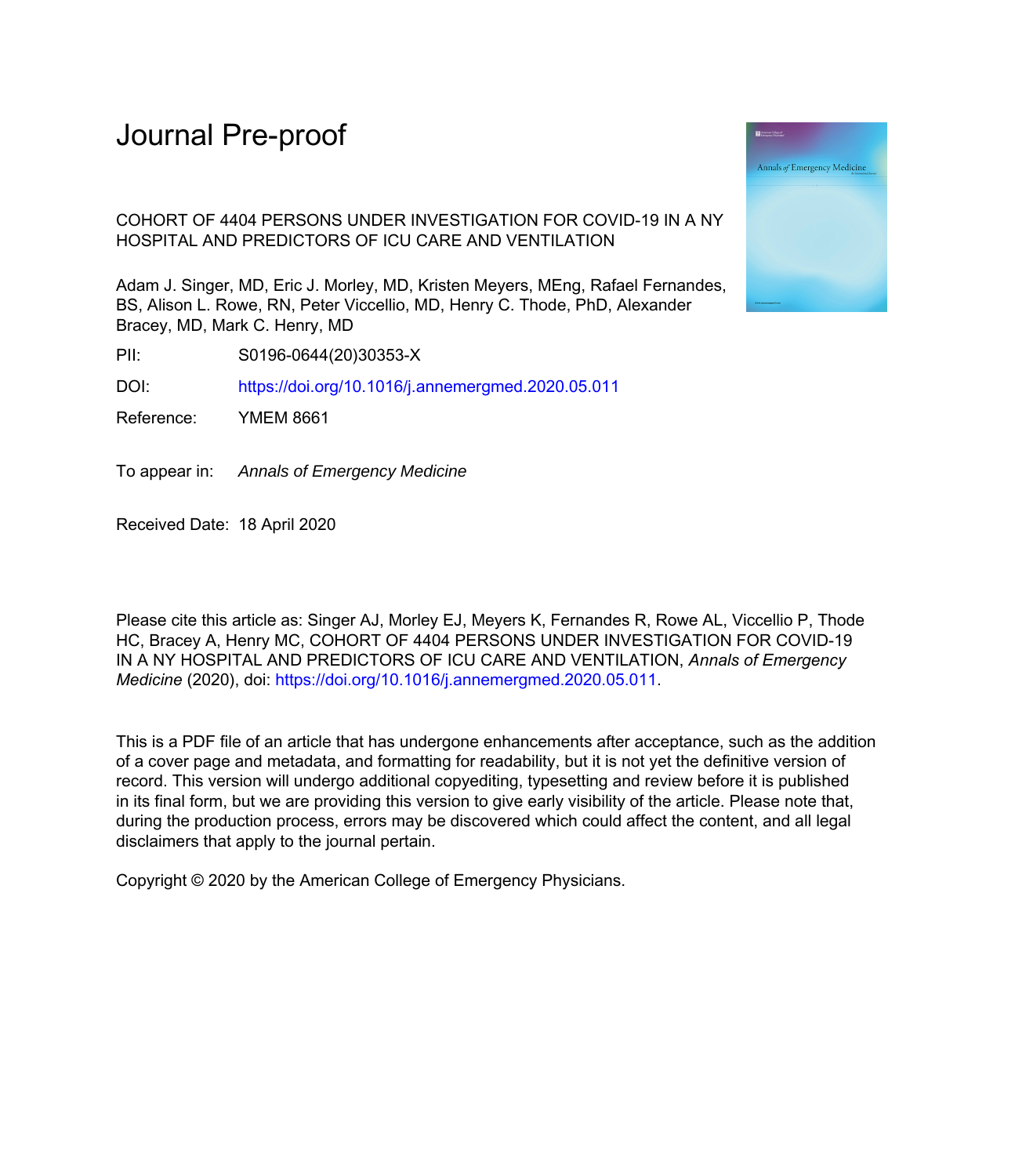# Journal Pre-proof

COHORT OF 4404 PERSONS UNDER INVESTIGATION FOR COVID-19 IN A NY HOSPITAL AND PREDICTORS OF ICU CARE AND VENTILATION

Adam J. Singer, MD, Eric J. Morley, MD, Kristen Meyers, MEng, Rafael Fernandes, BS, Alison L. Rowe, RN, Peter Viccellio, MD, Henry C. Thode, PhD, Alexander Bracey, MD, Mark C. Henry, MD

PII: S0196-0644(20)30353-X

DOI: https://doi.org/10.1016/j.annemergmed.2020.05.011

Reference: YMEM 8661

To appear in: *Annals of Emergency Medicine*

Received Date: 18 April 2020

Please cite this article as: Singer AJ, Morley EJ, Meyers K, Fernandes R, Rowe AL, Viccellio P, Thode HC, Bracey A, Henry MC, COHORT OF 4404 PERSONS UNDER INVESTIGATION FOR COVID-19 IN A NY HOSPITAL AND PREDICTORS OF ICU CARE AND VENTILATION, *Annals of Emergency Medicine* (2020), doi: https://doi.org/10.1016/j.annemergmed.2020.05.011.

This is a PDF file of an article that has undergone enhancements after acceptance, such as the addition of a cover page and metadata, and formatting for readability, but it is not yet the definitive version of record. This version will undergo additional copyediting, typesetting and review before it is published in its final form, but we are providing this version to give early visibility of the article. Please note that, during the production process, errors may be discovered which could affect the content, and all legal disclaimers that apply to the journal pertain.

Copyright © 2020 by the American College of Emergency Physicians.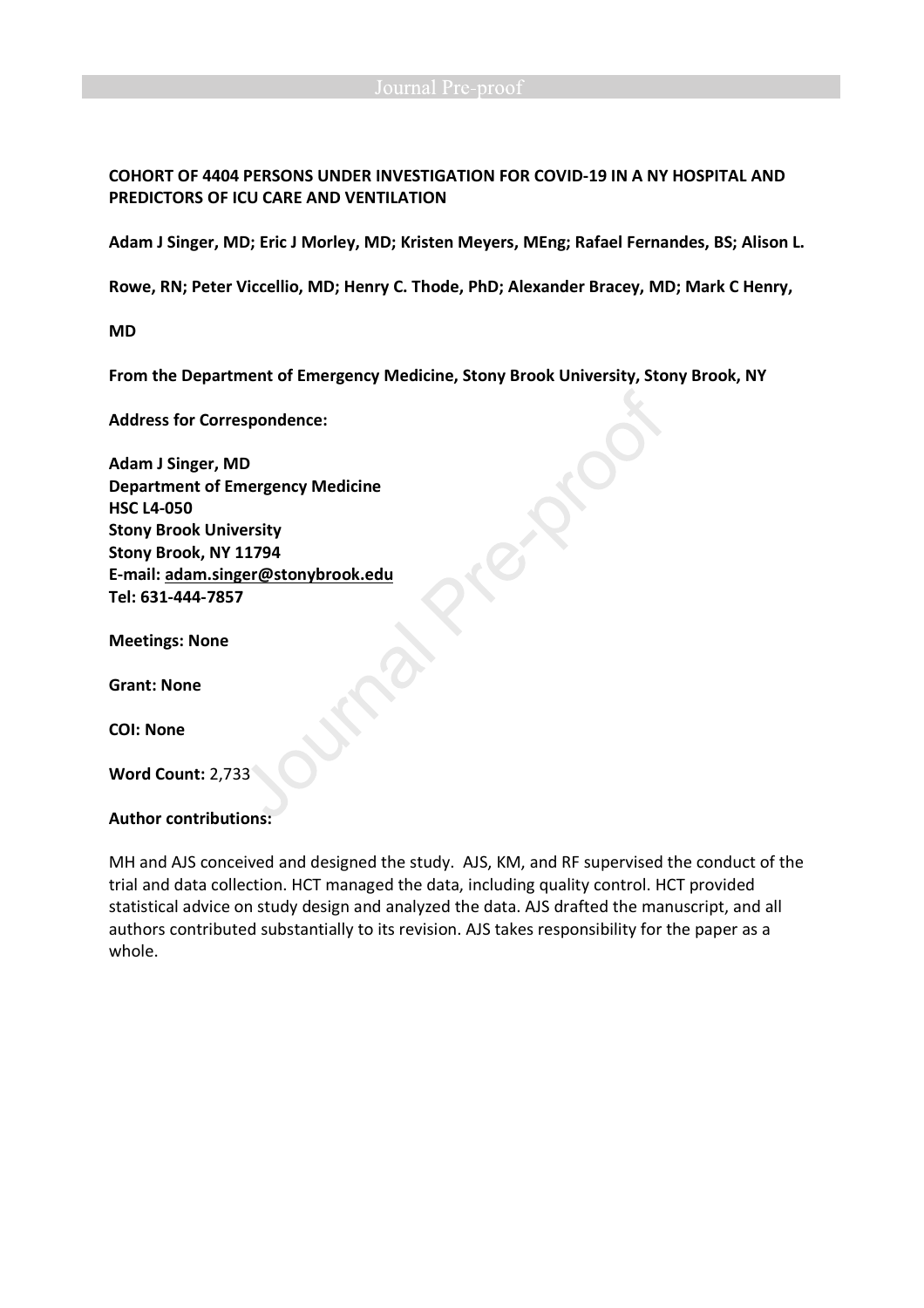**COHORT OF 4404 PERSONS UNDER INVESTIGATION FOR COVID-19 IN A NY HOSPITAL AND PREDICTORS OF ICU CARE AND VENTILATION**

**Adam J Singer, MD; Eric J Morley, MD; Kristen Meyers, MEng; Rafael Fernandes, BS; Alison L. Rowe, RN; Peter Viccellio, MD; Henry C. Thode, PhD; Alexander Bracey, MD; Mark C Henry, MD**

**From the Department of Emergency Medicine, Stony Brook University, Stony Brook, NY**

**Address for Correspondence:**

**Adam J Singer, MD**
**Department of Emergency Medicine**
**HSC L4-050**
**Stony Brook University**
**Stony Brook, NY 11794**
**E-mail: adam.singer@stonybrook.edu**
**Tel: 631-444-7857**

**Meetings: None**

**Grant: None**

**COI: None**

**Word Count:** 2,733

**Author contributions:**

MH and AJS conceived and designed the study. AJS, KM, and RF supervised the conduct of the trial and data collection. HCT managed the data, including quality control. HCT provided statistical advice on study design and analyzed the data. AJS drafted the manuscript, and all authors contributed substantially to its revision. AJS takes responsibility for the paper as a whole.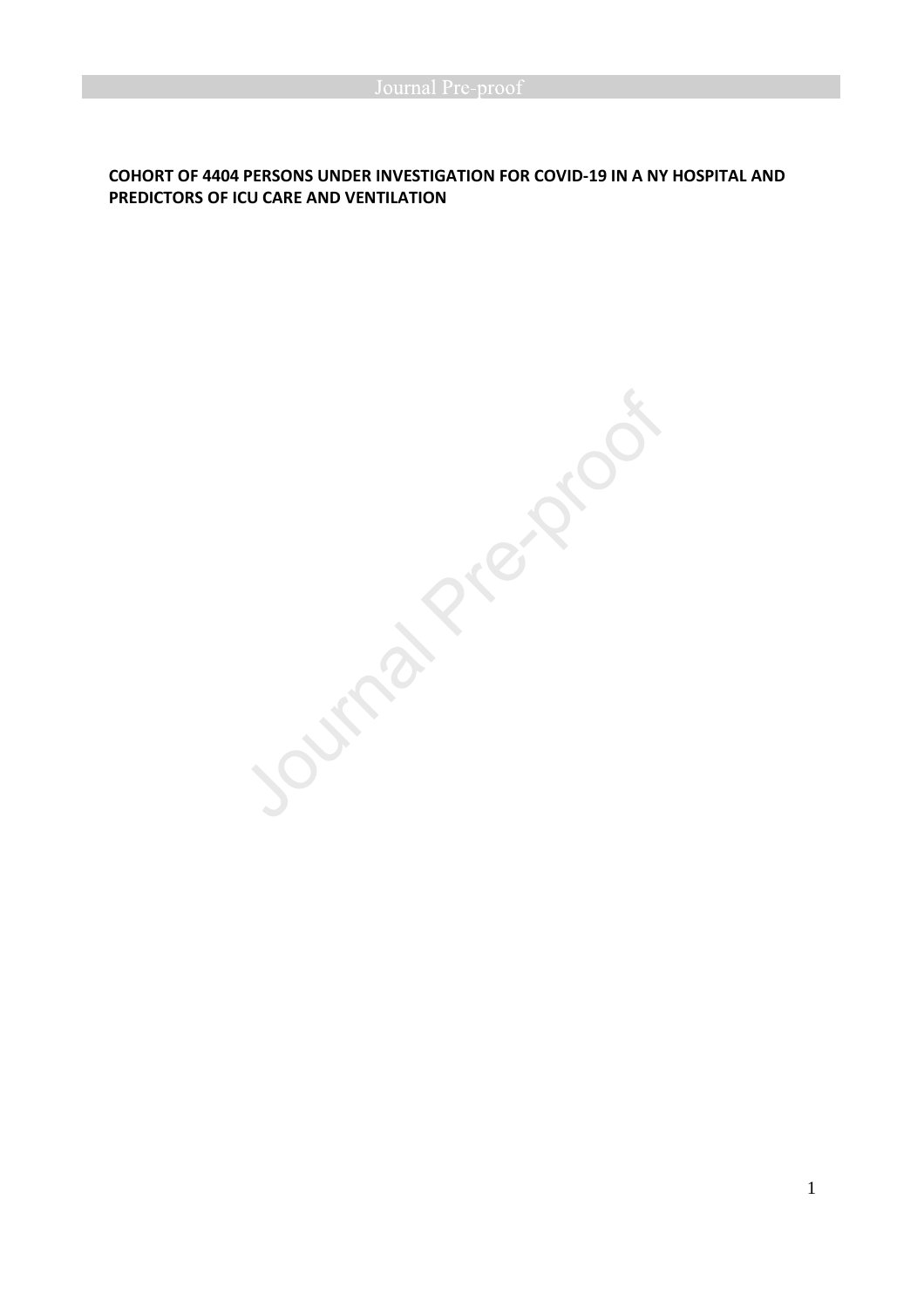**COHORT OF 4404 PERSONS UNDER INVESTIGATION FOR COVID-19 IN A NY HOSPITAL AND PREDICTORS OF ICU CARE AND VENTILATION**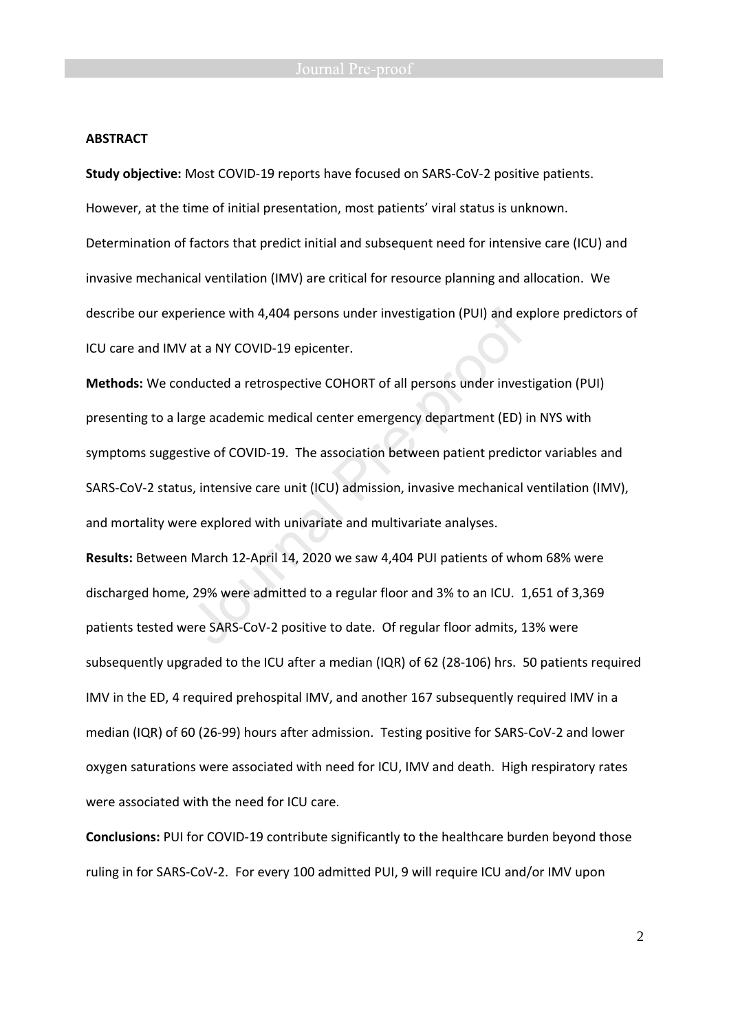**ABSTRACT**

**Study objective:** Most COVID-19 reports have focused on SARS-CoV-2 positive patients. However, at the time of initial presentation, most patients' viral status is unknown. Determination of factors that predict initial and subsequent need for intensive care (ICU) and invasive mechanical ventilation (IMV) are critical for resource planning and allocation. We describe our experience with 4,404 persons under investigation (PUI) and explore predictors of ICU care and IMV at a NY COVID-19 epicenter.

**Methods:** We conducted a retrospective COHORT of all persons under investigation (PUI) presenting to a large academic medical center emergency department (ED) in NYS with symptoms suggestive of COVID-19. The association between patient predictor variables and SARS-CoV-2 status, intensive care unit (ICU) admission, invasive mechanical ventilation (IMV), and mortality were explored with univariate and multivariate analyses.

**Results:** Between March 12-April 14, 2020 we saw 4,404 PUI patients of whom 68% were discharged home, 29% were admitted to a regular floor and 3% to an ICU. 1,651 of 3,369 patients tested were SARS-CoV-2 positive to date. Of regular floor admits, 13% were subsequently upgraded to the ICU after a median (IQR) of 62 (28-106) hrs. 50 patients required IMV in the ED, 4 required prehospital IMV, and another 167 subsequently required IMV in a median (IQR) of 60 (26-99) hours after admission. Testing positive for SARS-CoV-2 and lower oxygen saturations were associated with need for ICU, IMV and death. High respiratory rates were associated with the need for ICU care.

**Conclusions:** PUI for COVID-19 contribute significantly to the healthcare burden beyond those ruling in for SARS-CoV-2. For every 100 admitted PUI, 9 will require ICU and/or IMV upon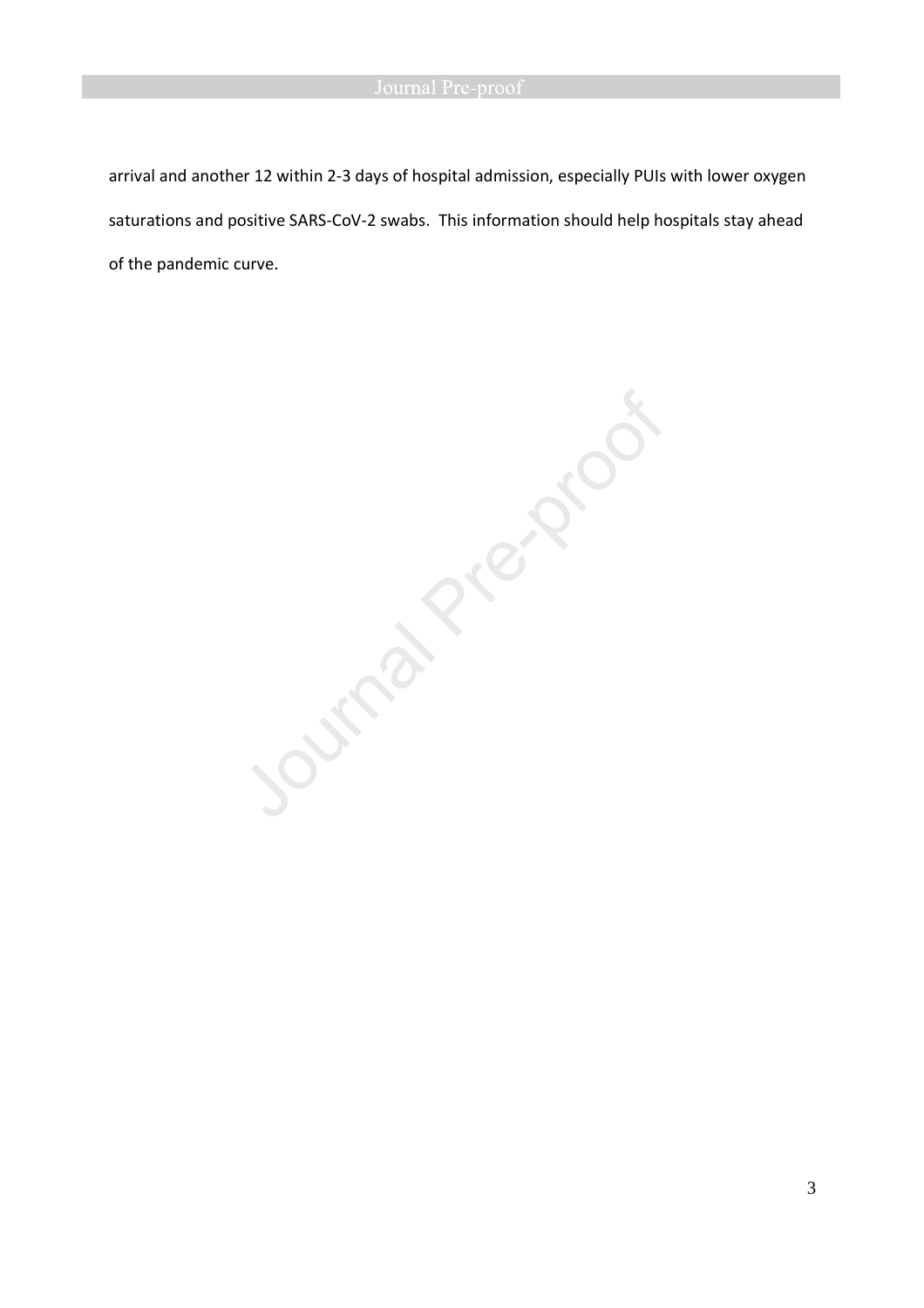arrival and another 12 within 2-3 days of hospital admission, especially PUIs with lower oxygen saturations and positive SARS-CoV-2 swabs. This information should help hospitals stay ahead of the pandemic curve.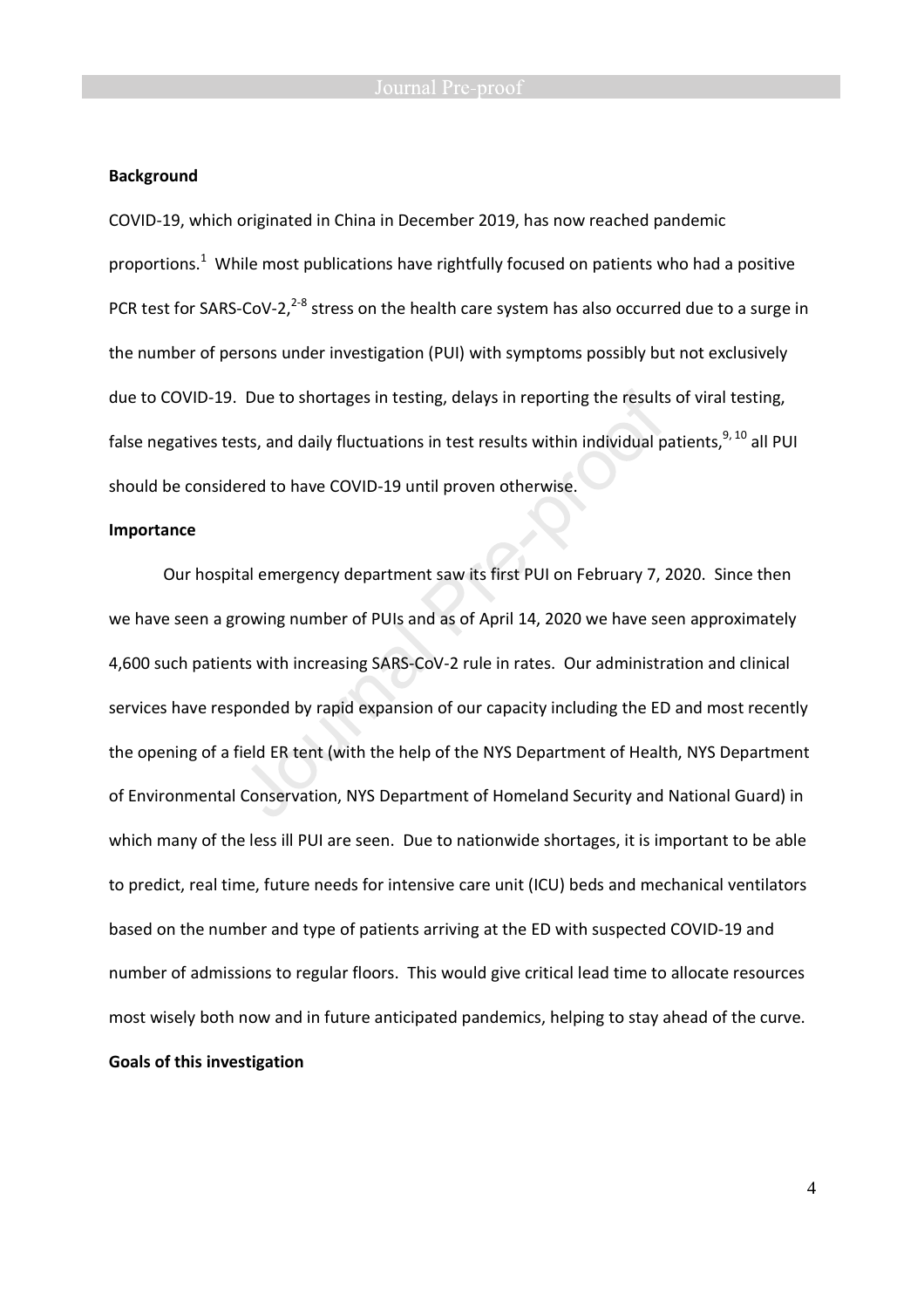**Background**

COVID-19, which originated in China in December 2019, has now reached pandemic proportions.[1] While most publications have rightfully focused on patients who had a positive PCR test for SARS-CoV-2,[2-8] stress on the health care system has also occurred due to a surge in the number of persons under investigation (PUI) with symptoms possibly but not exclusively due to COVID-19. Due to shortages in testing, delays in reporting the results of viral testing, false negatives tests, and daily fluctuations in test results within individual patients,[9, 10] all PUI should be considered to have COVID-19 until proven otherwise.

**Importance**

Our hospital emergency department saw its first PUI on February 7, 2020. Since then we have seen a growing number of PUIs and as of April 14, 2020 we have seen approximately 4,600 such patients with increasing SARS-CoV-2 rule in rates. Our administration and clinical services have responded by rapid expansion of our capacity including the ED and most recently the opening of a field ER tent (with the help of the NYS Department of Health, NYS Department of Environmental Conservation, NYS Department of Homeland Security and National Guard) in which many of the less ill PUI are seen. Due to nationwide shortages, it is important to be able to predict, real time, future needs for intensive care unit (ICU) beds and mechanical ventilators based on the number and type of patients arriving at the ED with suspected COVID-19 and number of admissions to regular floors. This would give critical lead time to allocate resources most wisely both now and in future anticipated pandemics, helping to stay ahead of the curve.

**Goals of this investigation**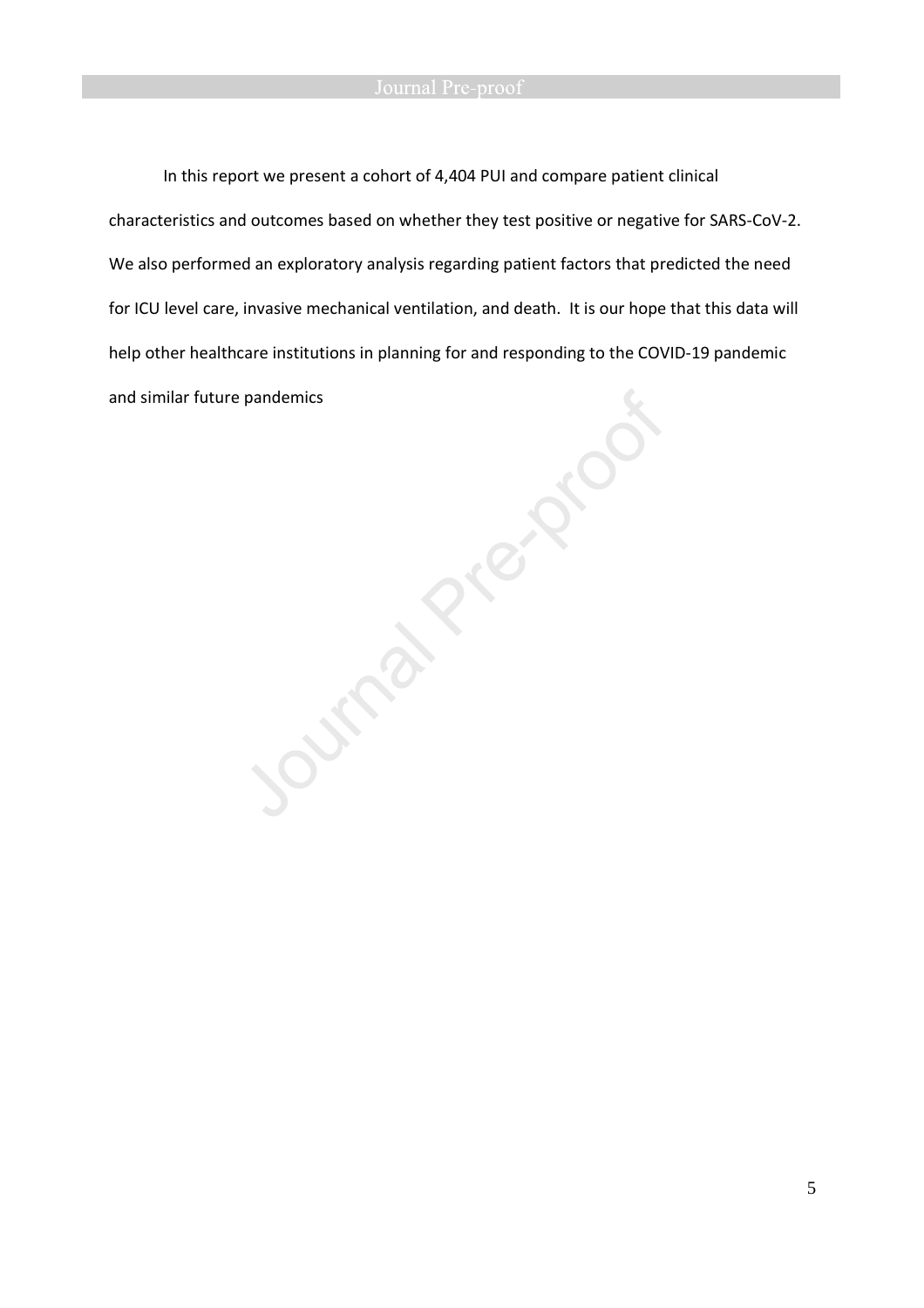In this report we present a cohort of 4,404 PUI and compare patient clinical characteristics and outcomes based on whether they test positive or negative for SARS-CoV-2. We also performed an exploratory analysis regarding patient factors that predicted the need for ICU level care, invasive mechanical ventilation, and death. It is our hope that this data will help other healthcare institutions in planning for and responding to the COVID-19 pandemic and similar future pandemics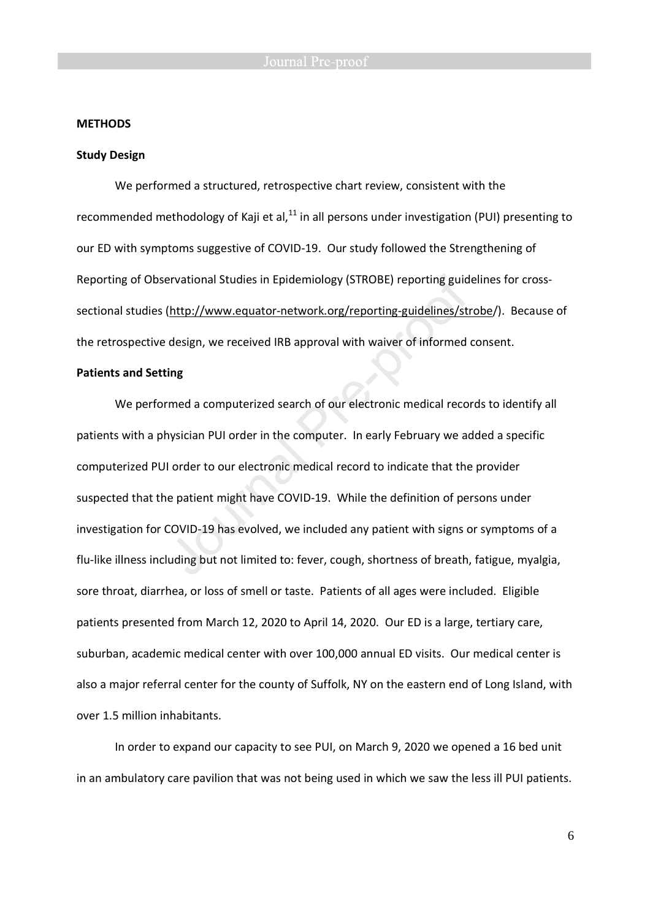## METHODS

### Study Design

We performed a structured, retrospective chart review, consistent with the recommended methodology of Kaji et al,[11] in all persons under investigation (PUI) presenting to our ED with symptoms suggestive of COVID-19. Our study followed the Strengthening of Reporting of Observational Studies in Epidemiology (STROBE) reporting guidelines for cross-sectional studies (http://www.equator-network.org/reporting-guidelines/strobe/). Because of the retrospective design, we received IRB approval with waiver of informed consent.

### Patients and Setting

We performed a computerized search of our electronic medical records to identify all patients with a physician PUI order in the computer. In early February we added a specific computerized PUI order to our electronic medical record to indicate that the provider suspected that the patient might have COVID-19. While the definition of persons under investigation for COVID-19 has evolved, we included any patient with signs or symptoms of a flu-like illness including but not limited to: fever, cough, shortness of breath, fatigue, myalgia, sore throat, diarrhea, or loss of smell or taste. Patients of all ages were included. Eligible patients presented from March 12, 2020 to April 14, 2020. Our ED is a large, tertiary care, suburban, academic medical center with over 100,000 annual ED visits. Our medical center is also a major referral center for the county of Suffolk, NY on the eastern end of Long Island, with over 1.5 million inhabitants.

In order to expand our capacity to see PUI, on March 9, 2020 we opened a 16 bed unit in an ambulatory care pavilion that was not being used in which we saw the less ill PUI patients.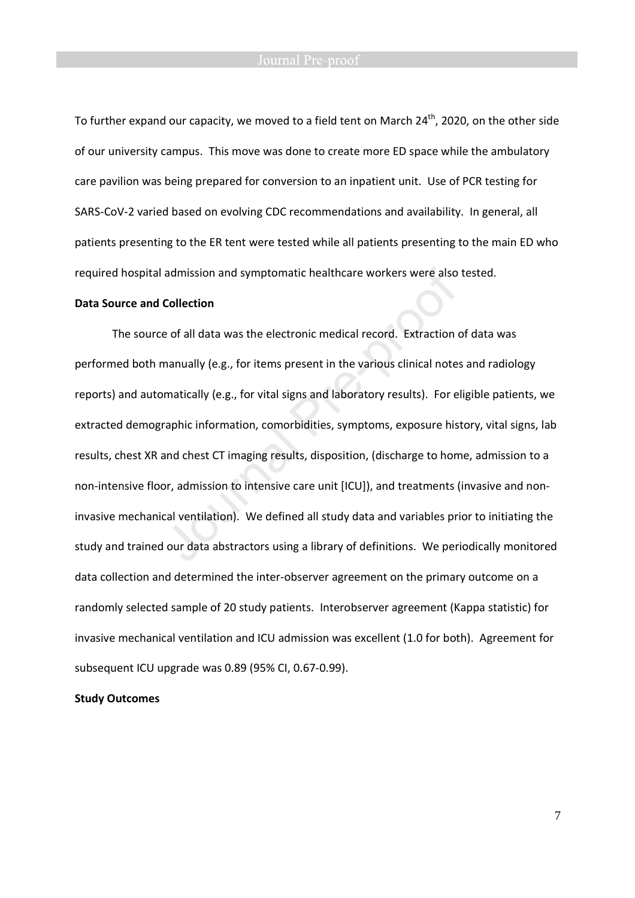To further expand our capacity, we moved to a field tent on March 24$^{th}$, 2020, on the other side of our university campus. This move was done to create more ED space while the ambulatory care pavilion was being prepared for conversion to an inpatient unit. Use of PCR testing for SARS-CoV-2 varied based on evolving CDC recommendations and availability. In general, all patients presenting to the ER tent were tested while all patients presenting to the main ED who required hospital admission and symptomatic healthcare workers were also tested.

**Data Source and Collection**

The source of all data was the electronic medical record. Extraction of data was performed both manually (e.g., for items present in the various clinical notes and radiology reports) and automatically (e.g., for vital signs and laboratory results). For eligible patients, we extracted demographic information, comorbidities, symptoms, exposure history, vital signs, lab results, chest XR and chest CT imaging results, disposition, (discharge to home, admission to a non-intensive floor, admission to intensive care unit [ICU]), and treatments (invasive and non-invasive mechanical ventilation). We defined all study data and variables prior to initiating the study and trained our data abstractors using a library of definitions. We periodically monitored data collection and determined the inter-observer agreement on the primary outcome on a randomly selected sample of 20 study patients. Interobserver agreement (Kappa statistic) for invasive mechanical ventilation and ICU admission was excellent (1.0 for both). Agreement for subsequent ICU upgrade was 0.89 (95% CI, 0.67-0.99).

**Study Outcomes**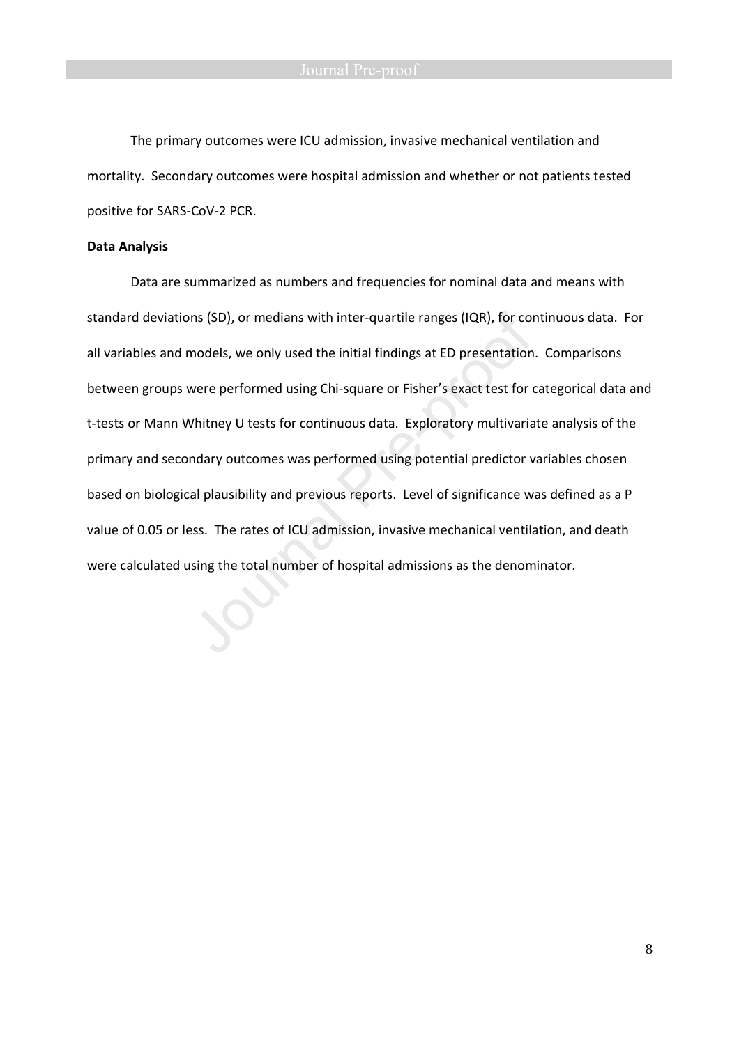The primary outcomes were ICU admission, invasive mechanical ventilation and mortality. Secondary outcomes were hospital admission and whether or not patients tested positive for SARS-CoV-2 PCR.

**Data Analysis**

Data are summarized as numbers and frequencies for nominal data and means with standard deviations (SD), or medians with inter-quartile ranges (IQR), for continuous data. For all variables and models, we only used the initial findings at ED presentation. Comparisons between groups were performed using Chi-square or Fisher's exact test for categorical data and t-tests or Mann Whitney U tests for continuous data. Exploratory multivariate analysis of the primary and secondary outcomes was performed using potential predictor variables chosen based on biological plausibility and previous reports. Level of significance was defined as a P value of 0.05 or less. The rates of ICU admission, invasive mechanical ventilation, and death were calculated using the total number of hospital admissions as the denominator.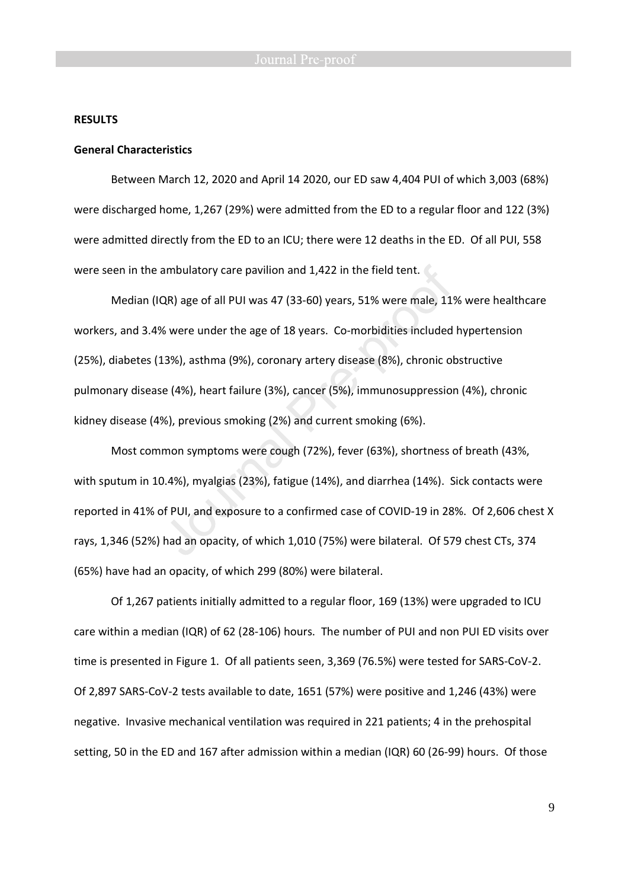## RESULTS

### General Characteristics

Between March 12, 2020 and April 14 2020, our ED saw 4,404 PUI of which 3,003 (68%) were discharged home, 1,267 (29%) were admitted from the ED to a regular floor and 122 (3%) were admitted directly from the ED to an ICU; there were 12 deaths in the ED. Of all PUI, 558 were seen in the ambulatory care pavilion and 1,422 in the field tent.

Median (IQR) age of all PUI was 47 (33-60) years, 51% were male, 11% were healthcare workers, and 3.4% were under the age of 18 years. Co-morbidities included hypertension (25%), diabetes (13%), asthma (9%), coronary artery disease (8%), chronic obstructive pulmonary disease (4%), heart failure (3%), cancer (5%), immunosuppression (4%), chronic kidney disease (4%), previous smoking (2%) and current smoking (6%).

Most common symptoms were cough (72%), fever (63%), shortness of breath (43%, with sputum in 10.4%), myalgias (23%), fatigue (14%), and diarrhea (14%). Sick contacts were reported in 41% of PUI, and exposure to a confirmed case of COVID-19 in 28%. Of 2,606 chest X rays, 1,346 (52%) had an opacity, of which 1,010 (75%) were bilateral. Of 579 chest CTs, 374 (65%) have had an opacity, of which 299 (80%) were bilateral.

Of 1,267 patients initially admitted to a regular floor, 169 (13%) were upgraded to ICU care within a median (IQR) of 62 (28-106) hours. The number of PUI and non PUI ED visits over time is presented in Figure 1. Of all patients seen, 3,369 (76.5%) were tested for SARS-CoV-2. Of 2,897 SARS-CoV-2 tests available to date, 1651 (57%) were positive and 1,246 (43%) were negative. Invasive mechanical ventilation was required in 221 patients; 4 in the prehospital setting, 50 in the ED and 167 after admission within a median (IQR) 60 (26-99) hours. Of those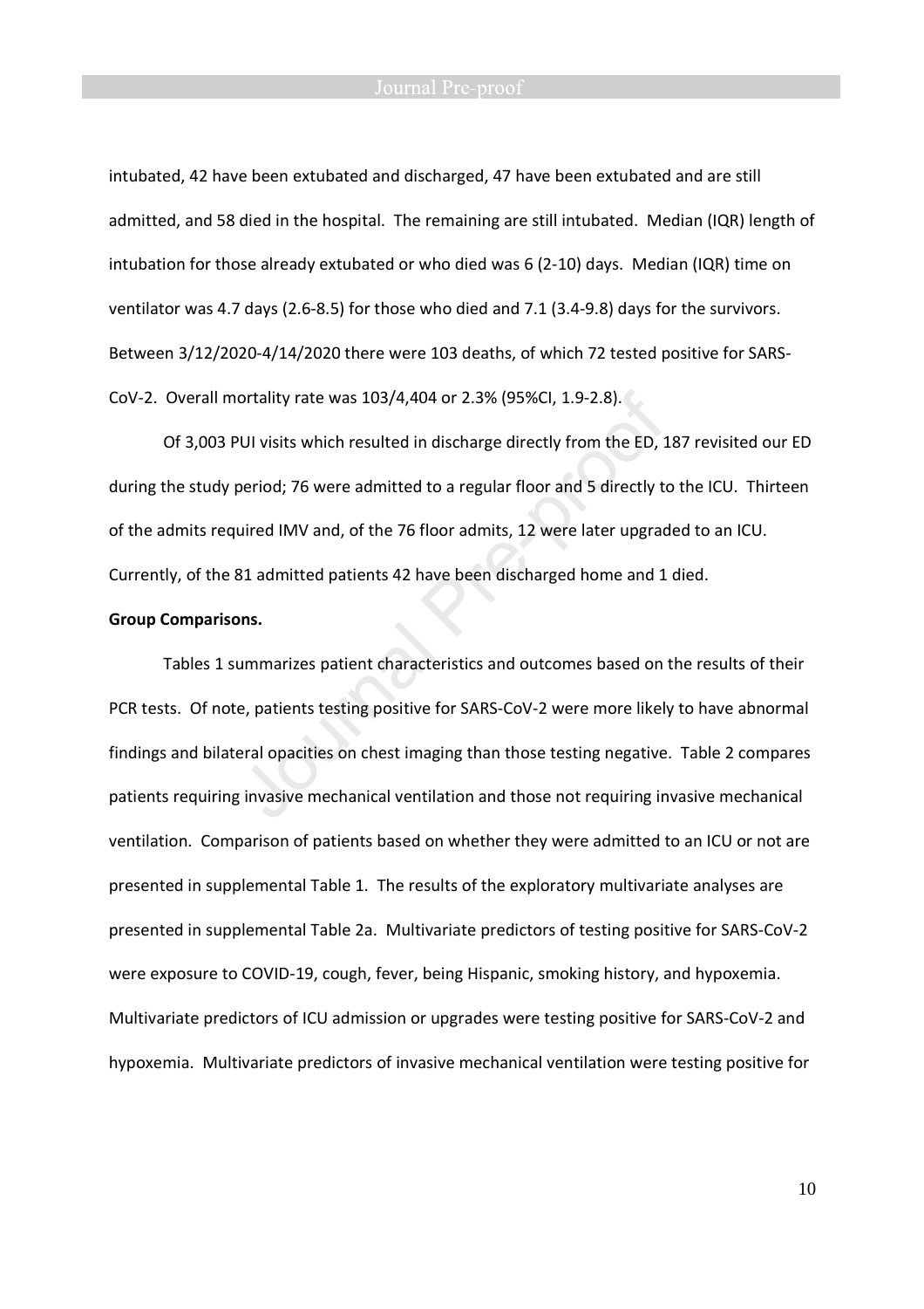intubated, 42 have been extubated and discharged, 47 have been extubated and are still admitted, and 58 died in the hospital. The remaining are still intubated. Median (IQR) length of intubation for those already extubated or who died was 6 (2-10) days. Median (IQR) time on ventilator was 4.7 days (2.6-8.5) for those who died and 7.1 (3.4-9.8) days for the survivors. Between 3/12/2020-4/14/2020 there were 103 deaths, of which 72 tested positive for SARS-CoV-2. Overall mortality rate was 103/4,404 or 2.3% (95%CI, 1.9-2.8).

Of 3,003 PUI visits which resulted in discharge directly from the ED, 187 revisited our ED during the study period; 76 were admitted to a regular floor and 5 directly to the ICU. Thirteen of the admits required IMV and, of the 76 floor admits, 12 were later upgraded to an ICU. Currently, of the 81 admitted patients 42 have been discharged home and 1 died.

**Group Comparisons.**

Tables 1 summarizes patient characteristics and outcomes based on the results of their PCR tests. Of note, patients testing positive for SARS-CoV-2 were more likely to have abnormal findings and bilateral opacities on chest imaging than those testing negative. Table 2 compares patients requiring invasive mechanical ventilation and those not requiring invasive mechanical ventilation. Comparison of patients based on whether they were admitted to an ICU or not are presented in supplemental Table 1. The results of the exploratory multivariate analyses are presented in supplemental Table 2a. Multivariate predictors of testing positive for SARS-CoV-2 were exposure to COVID-19, cough, fever, being Hispanic, smoking history, and hypoxemia. Multivariate predictors of ICU admission or upgrades were testing positive for SARS-CoV-2 and hypoxemia. Multivariate predictors of invasive mechanical ventilation were testing positive for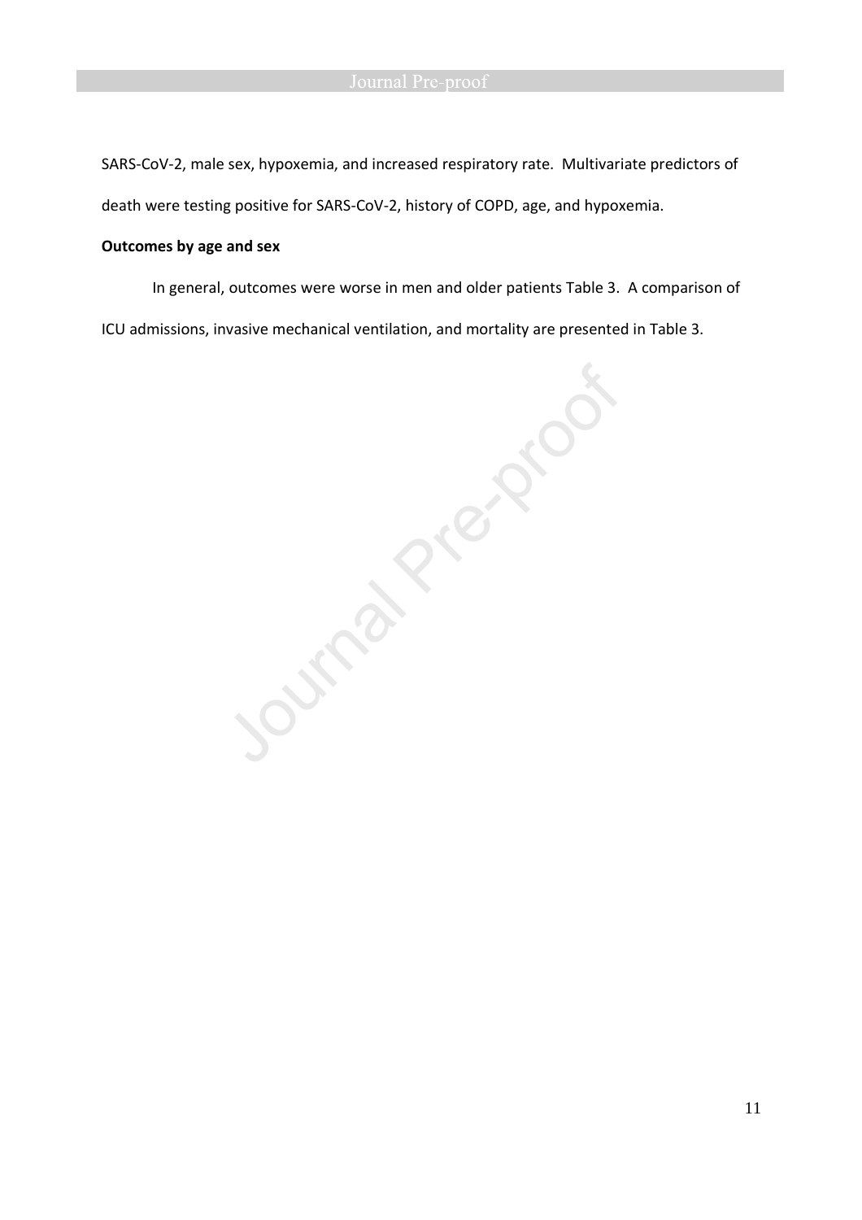SARS-CoV-2, male sex, hypoxemia, and increased respiratory rate. Multivariate predictors of death were testing positive for SARS-CoV-2, history of COPD, age, and hypoxemia.

**Outcomes by age and sex**

In general, outcomes were worse in men and older patients Table 3. A comparison of ICU admissions, invasive mechanical ventilation, and mortality are presented in Table 3.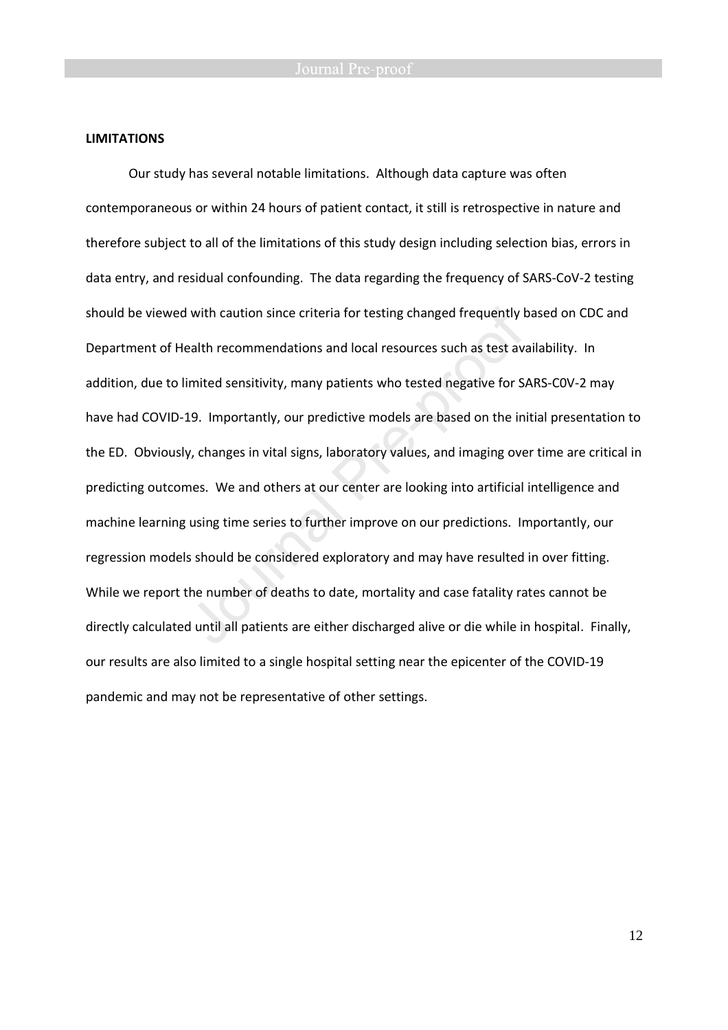**LIMITATIONS**

Our study has several notable limitations. Although data capture was often contemporaneous or within 24 hours of patient contact, it still is retrospective in nature and therefore subject to all of the limitations of this study design including selection bias, errors in data entry, and residual confounding. The data regarding the frequency of SARS-CoV-2 testing should be viewed with caution since criteria for testing changed frequently based on CDC and Department of Health recommendations and local resources such as test availability. In addition, due to limited sensitivity, many patients who tested negative for SARS-C0V-2 may have had COVID-19. Importantly, our predictive models are based on the initial presentation to the ED. Obviously, changes in vital signs, laboratory values, and imaging over time are critical in predicting outcomes. We and others at our center are looking into artificial intelligence and machine learning using time series to further improve on our predictions. Importantly, our regression models should be considered exploratory and may have resulted in over fitting. While we report the number of deaths to date, mortality and case fatality rates cannot be directly calculated until all patients are either discharged alive or die while in hospital. Finally, our results are also limited to a single hospital setting near the epicenter of the COVID-19 pandemic and may not be representative of other settings.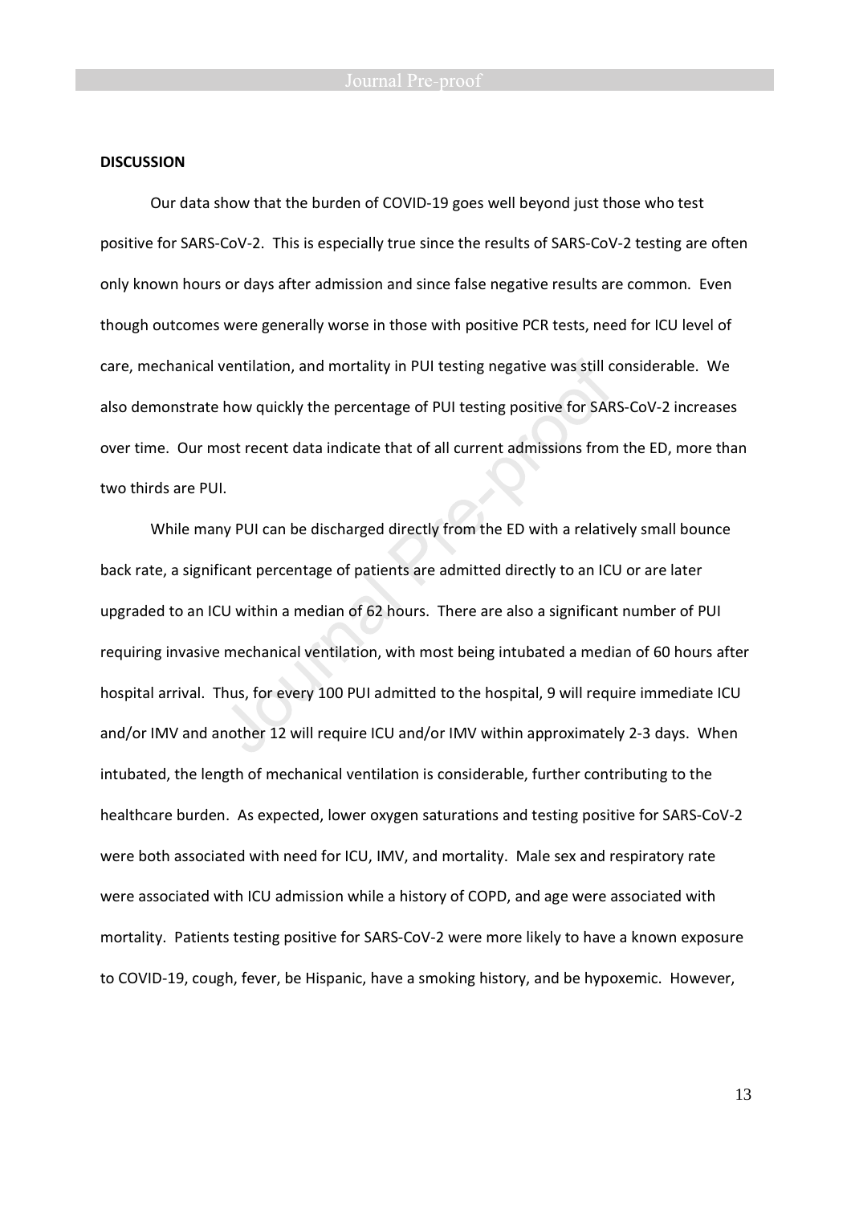**DISCUSSION**

Our data show that the burden of COVID-19 goes well beyond just those who test positive for SARS-CoV-2. This is especially true since the results of SARS-CoV-2 testing are often only known hours or days after admission and since false negative results are common. Even though outcomes were generally worse in those with positive PCR tests, need for ICU level of care, mechanical ventilation, and mortality in PUI testing negative was still considerable. We also demonstrate how quickly the percentage of PUI testing positive for SARS-CoV-2 increases over time. Our most recent data indicate that of all current admissions from the ED, more than two thirds are PUI.

While many PUI can be discharged directly from the ED with a relatively small bounce back rate, a significant percentage of patients are admitted directly to an ICU or are later upgraded to an ICU within a median of 62 hours. There are also a significant number of PUI requiring invasive mechanical ventilation, with most being intubated a median of 60 hours after hospital arrival. Thus, for every 100 PUI admitted to the hospital, 9 will require immediate ICU and/or IMV and another 12 will require ICU and/or IMV within approximately 2-3 days. When intubated, the length of mechanical ventilation is considerable, further contributing to the healthcare burden. As expected, lower oxygen saturations and testing positive for SARS-CoV-2 were both associated with need for ICU, IMV, and mortality. Male sex and respiratory rate were associated with ICU admission while a history of COPD, and age were associated with mortality. Patients testing positive for SARS-CoV-2 were more likely to have a known exposure to COVID-19, cough, fever, be Hispanic, have a smoking history, and be hypoxemic. However,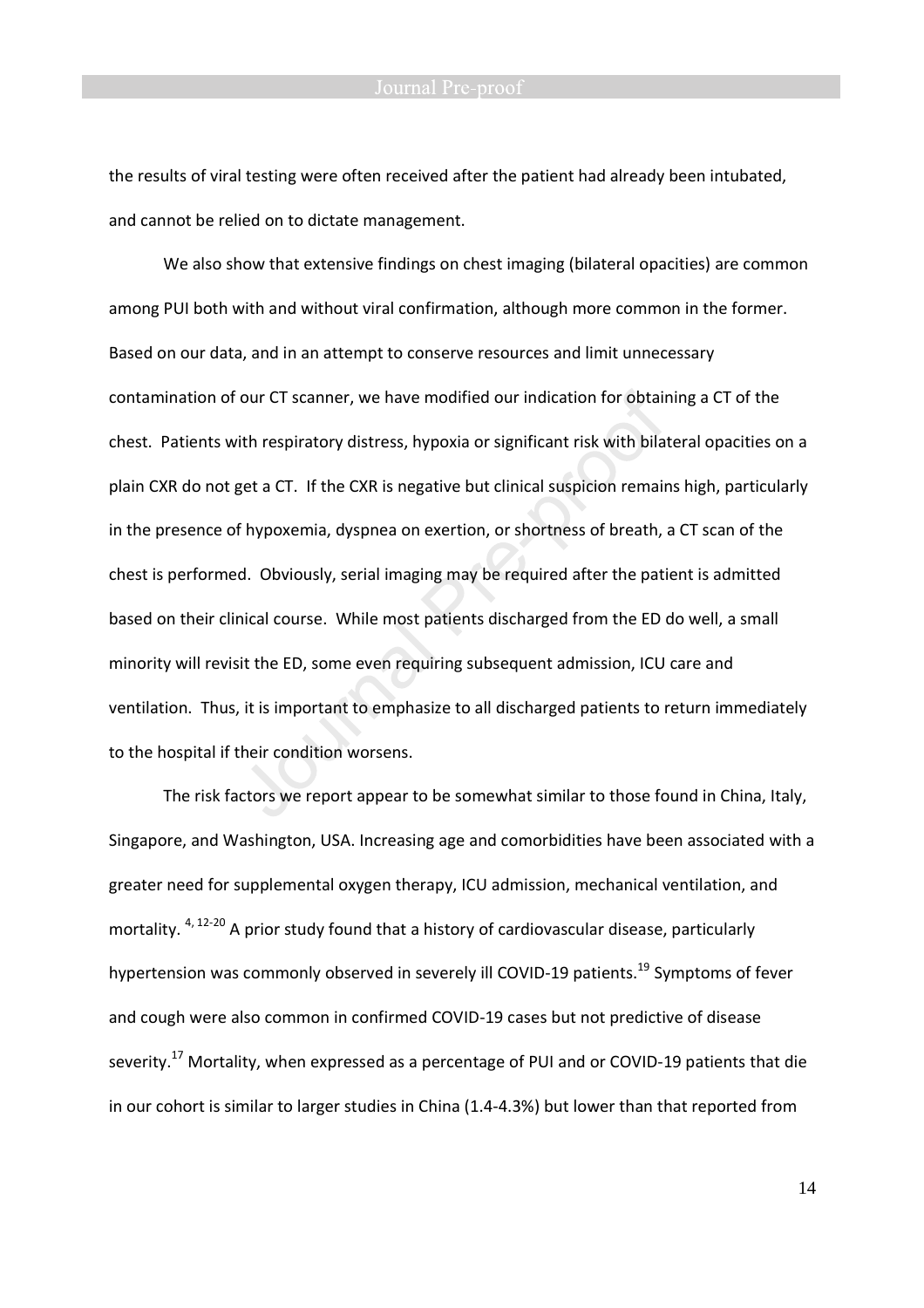the results of viral testing were often received after the patient had already been intubated, and cannot be relied on to dictate management.

We also show that extensive findings on chest imaging (bilateral opacities) are common among PUI both with and without viral confirmation, although more common in the former. Based on our data, and in an attempt to conserve resources and limit unnecessary contamination of our CT scanner, we have modified our indication for obtaining a CT of the chest. Patients with respiratory distress, hypoxia or significant risk with bilateral opacities on a plain CXR do not get a CT. If the CXR is negative but clinical suspicion remains high, particularly in the presence of hypoxemia, dyspnea on exertion, or shortness of breath, a CT scan of the chest is performed. Obviously, serial imaging may be required after the patient is admitted based on their clinical course. While most patients discharged from the ED do well, a small minority will revisit the ED, some even requiring subsequent admission, ICU care and ventilation. Thus, it is important to emphasize to all discharged patients to return immediately to the hospital if their condition worsens.

The risk factors we report appear to be somewhat similar to those found in China, Italy, Singapore, and Washington, USA. Increasing age and comorbidities have been associated with a greater need for supplemental oxygen therapy, ICU admission, mechanical ventilation, and mortality.[4, 12-20] A prior study found that a history of cardiovascular disease, particularly hypertension was commonly observed in severely ill COVID-19 patients.[19] Symptoms of fever and cough were also common in confirmed COVID-19 cases but not predictive of disease severity.[17] Mortality, when expressed as a percentage of PUI and or COVID-19 patients that die in our cohort is similar to larger studies in China (1.4-4.3%) but lower than that reported from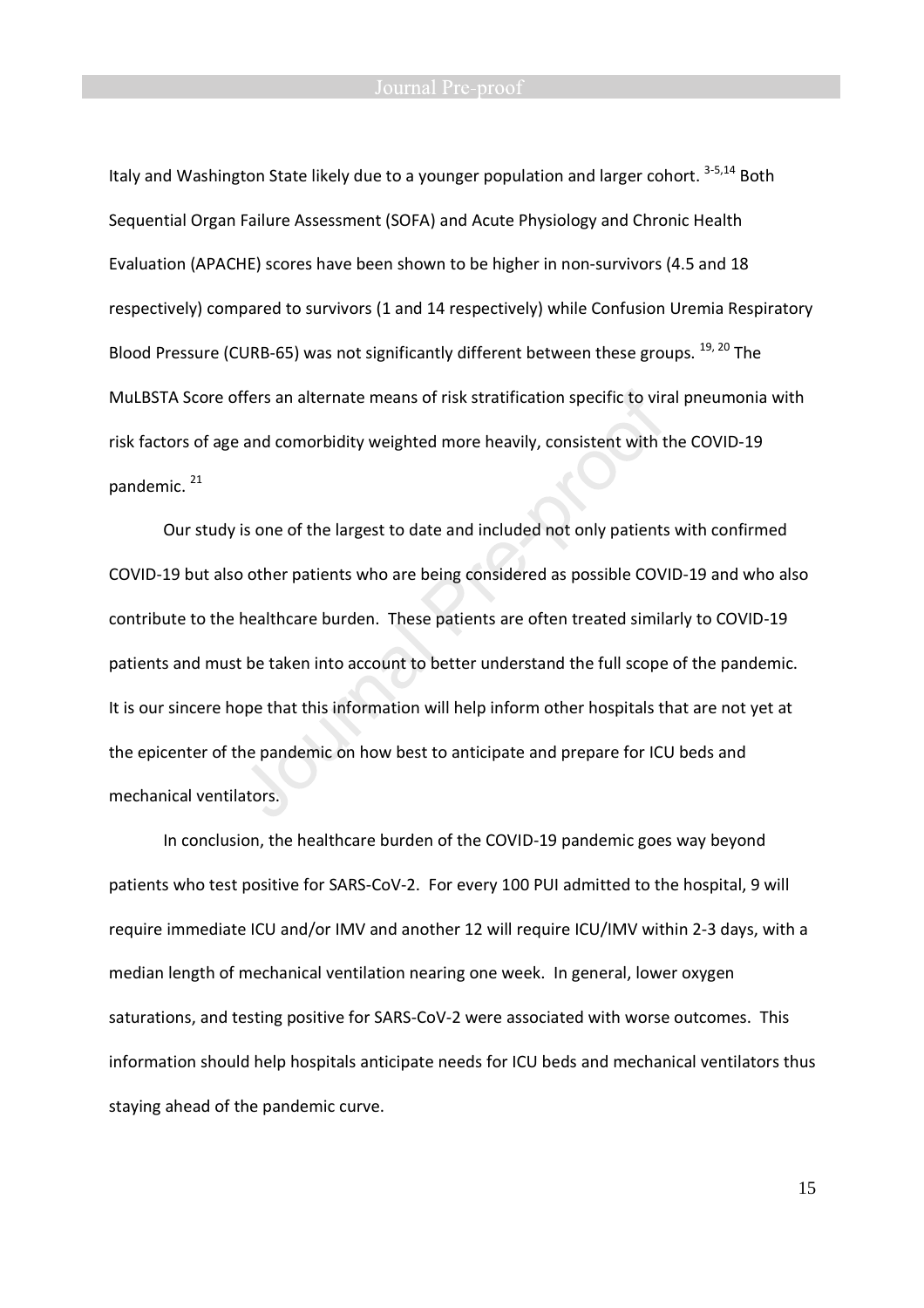Italy and Washington State likely due to a younger population and larger cohort. [3-5,14] Both Sequential Organ Failure Assessment (SOFA) and Acute Physiology and Chronic Health Evaluation (APACHE) scores have been shown to be higher in non-survivors (4.5 and 18 respectively) compared to survivors (1 and 14 respectively) while Confusion Uremia Respiratory Blood Pressure (CURB-65) was not significantly different between these groups. [19, 20] The MuLBSTA Score offers an alternate means of risk stratification specific to viral pneumonia with risk factors of age and comorbidity weighted more heavily, consistent with the COVID-19 pandemic. [21]

Our study is one of the largest to date and included not only patients with confirmed COVID-19 but also other patients who are being considered as possible COVID-19 and who also contribute to the healthcare burden. These patients are often treated similarly to COVID-19 patients and must be taken into account to better understand the full scope of the pandemic. It is our sincere hope that this information will help inform other hospitals that are not yet at the epicenter of the pandemic on how best to anticipate and prepare for ICU beds and mechanical ventilators.

In conclusion, the healthcare burden of the COVID-19 pandemic goes way beyond patients who test positive for SARS-CoV-2. For every 100 PUI admitted to the hospital, 9 will require immediate ICU and/or IMV and another 12 will require ICU/IMV within 2-3 days, with a median length of mechanical ventilation nearing one week. In general, lower oxygen saturations, and testing positive for SARS-CoV-2 were associated with worse outcomes. This information should help hospitals anticipate needs for ICU beds and mechanical ventilators thus staying ahead of the pandemic curve.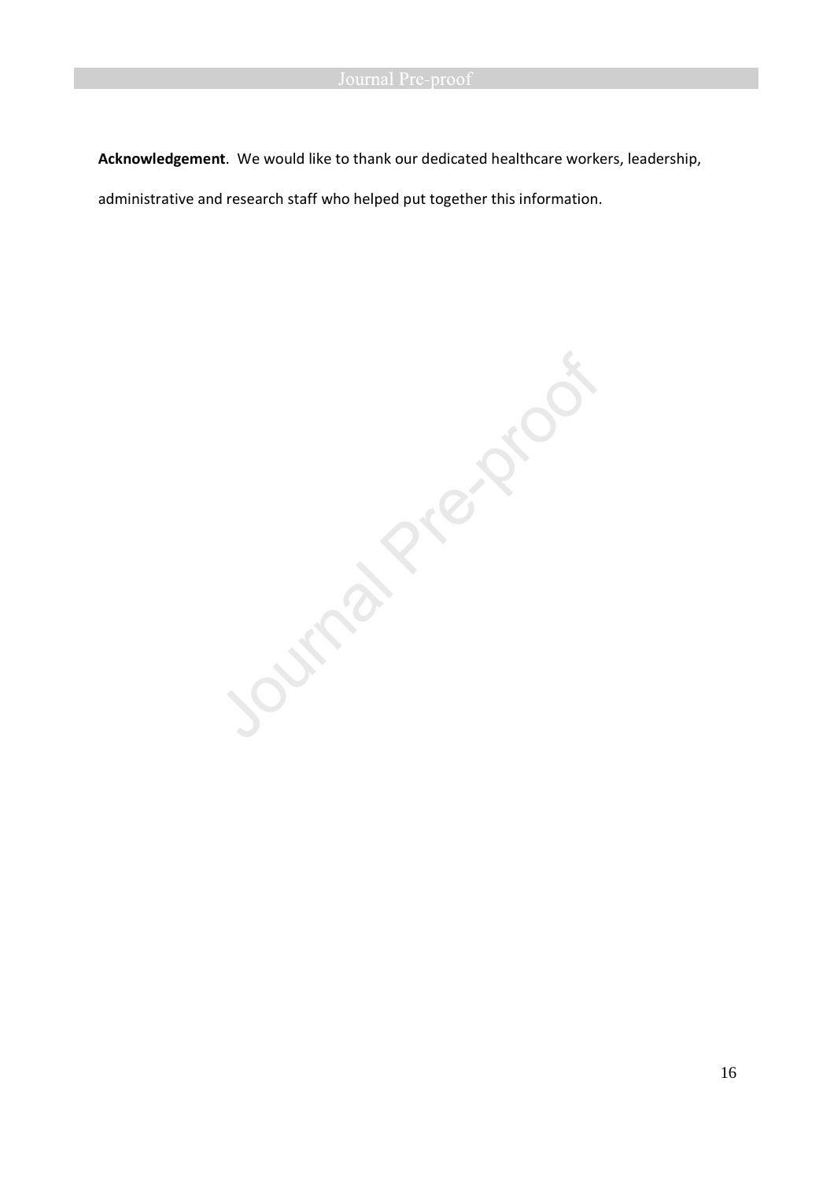**Acknowledgement**. We would like to thank our dedicated healthcare workers, leadership, administrative and research staff who helped put together this information.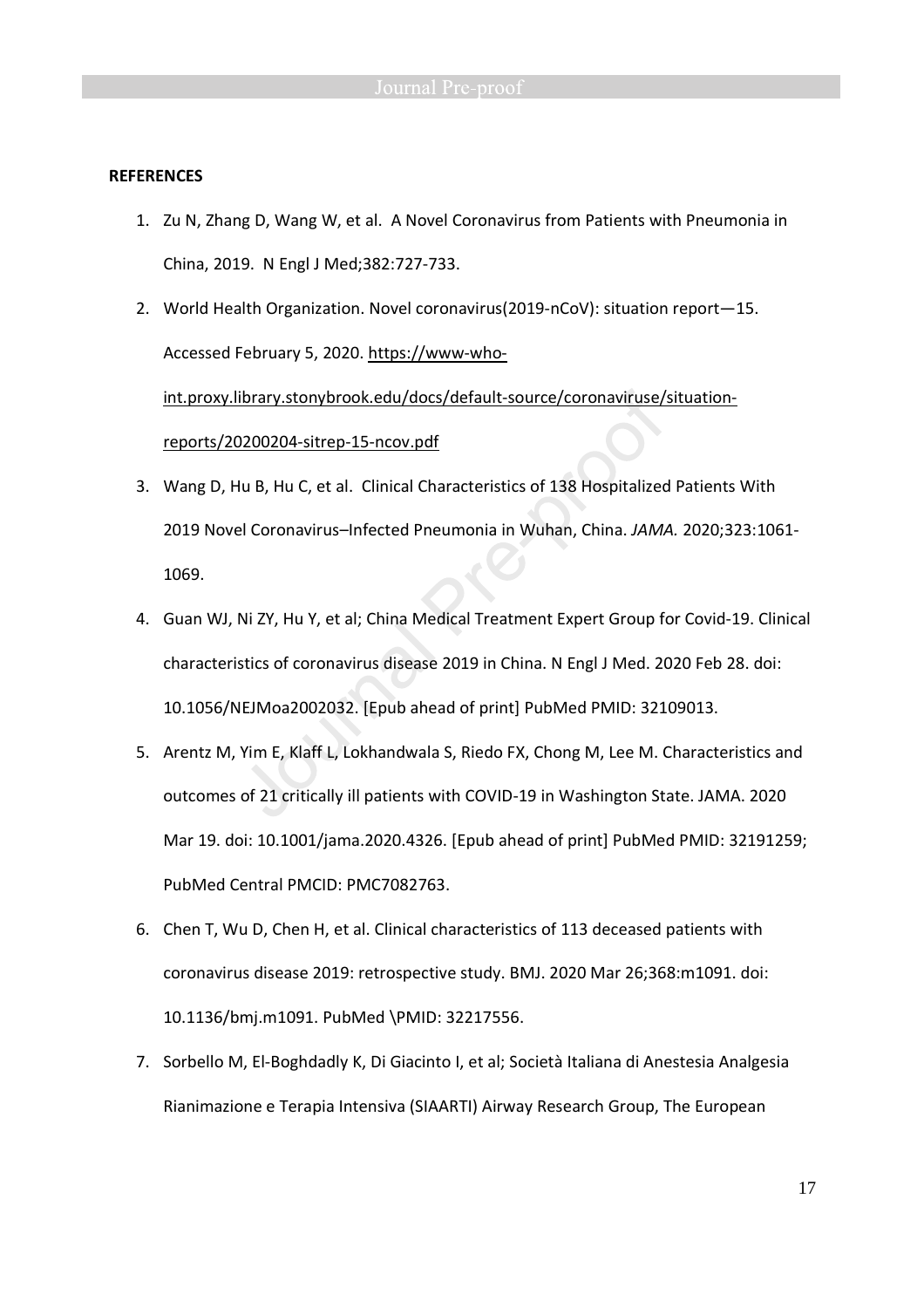**REFERENCES**

1. Zu N, Zhang D, Wang W, et al. A Novel Coronavirus from Patients with Pneumonia in China, 2019. N Engl J Med;382:727-733.
2. World Health Organization. Novel coronavirus(2019-nCoV): situation report—15. Accessed February 5, 2020. https://www-who-int.proxy.library.stonybrook.edu/docs/default-source/coronaviruse/situation-reports/20200204-sitrep-15-ncov.pdf
3. Wang D, Hu B, Hu C, et al. Clinical Characteristics of 138 Hospitalized Patients With 2019 Novel Coronavirus–Infected Pneumonia in Wuhan, China. *JAMA.* 2020;323:1061-1069.
4. Guan WJ, Ni ZY, Hu Y, et al; China Medical Treatment Expert Group for Covid-19. Clinical characteristics of coronavirus disease 2019 in China. N Engl J Med. 2020 Feb 28. doi: 10.1056/NEJMoa2002032. [Epub ahead of print] PubMed PMID: 32109013.
5. Arentz M, Yim E, Klaff L, Lokhandwala S, Riedo FX, Chong M, Lee M. Characteristics and outcomes of 21 critically ill patients with COVID-19 in Washington State. JAMA. 2020 Mar 19. doi: 10.1001/jama.2020.4326. [Epub ahead of print] PubMed PMID: 32191259; PubMed Central PMCID: PMC7082763.
6. Chen T, Wu D, Chen H, et al. Clinical characteristics of 113 deceased patients with coronavirus disease 2019: retrospective study. BMJ. 2020 Mar 26;368:m1091. doi: 10.1136/bmj.m1091. PubMed \PMID: 32217556.
7. Sorbello M, El-Boghdadly K, Di Giacinto I, et al; Società Italiana di Anestesia Analgesia Rianimazione e Terapia Intensiva (SIAARTI) Airway Research Group, The European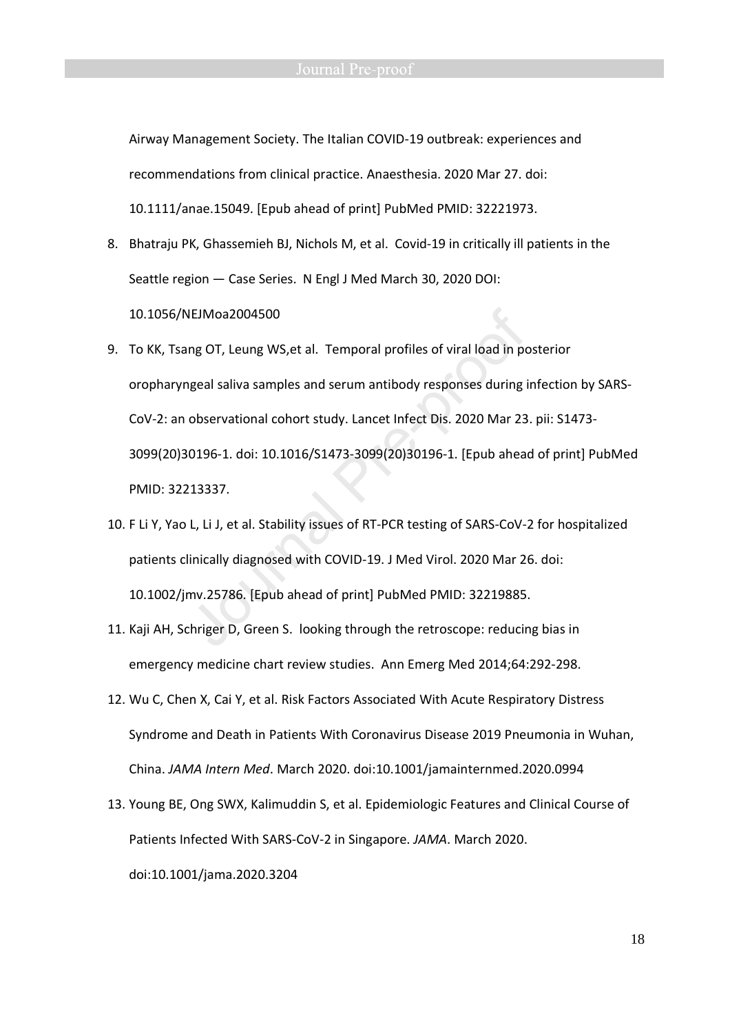Airway Management Society. The Italian COVID-19 outbreak: experiences and recommendations from clinical practice. Anaesthesia. 2020 Mar 27. doi: 10.1111/anae.15049. [Epub ahead of print] PubMed PMID: 32221973.

8. Bhatraju PK, Ghassemieh BJ, Nichols M, et al. Covid-19 in critically ill patients in the Seattle region — Case Series. N Engl J Med March 30, 2020 DOI: 10.1056/NEJMoa2004500
9. To KK, Tsang OT, Leung WS,et al. Temporal profiles of viral load in posterior oropharyngeal saliva samples and serum antibody responses during infection by SARS-CoV-2: an observational cohort study. Lancet Infect Dis. 2020 Mar 23. pii: S1473-3099(20)30196-1. doi: 10.1016/S1473-3099(20)30196-1. [Epub ahead of print] PubMed PMID: 32213337.
10. F Li Y, Yao L, Li J, et al. Stability issues of RT-PCR testing of SARS-CoV-2 for hospitalized patients clinically diagnosed with COVID-19. J Med Virol. 2020 Mar 26. doi: 10.1002/jmv.25786. [Epub ahead of print] PubMed PMID: 32219885.
11. Kaji AH, Schriger D, Green S. looking through the retroscope: reducing bias in emergency medicine chart review studies. Ann Emerg Med 2014;64:292-298.
12. Wu C, Chen X, Cai Y, et al. Risk Factors Associated With Acute Respiratory Distress Syndrome and Death in Patients With Coronavirus Disease 2019 Pneumonia in Wuhan, China. *JAMA Intern Med*. March 2020. doi:10.1001/jamainternmed.2020.0994
13. Young BE, Ong SWX, Kalimuddin S, et al. Epidemiologic Features and Clinical Course of Patients Infected With SARS-CoV-2 in Singapore. *JAMA*. March 2020. doi:10.1001/jama.2020.3204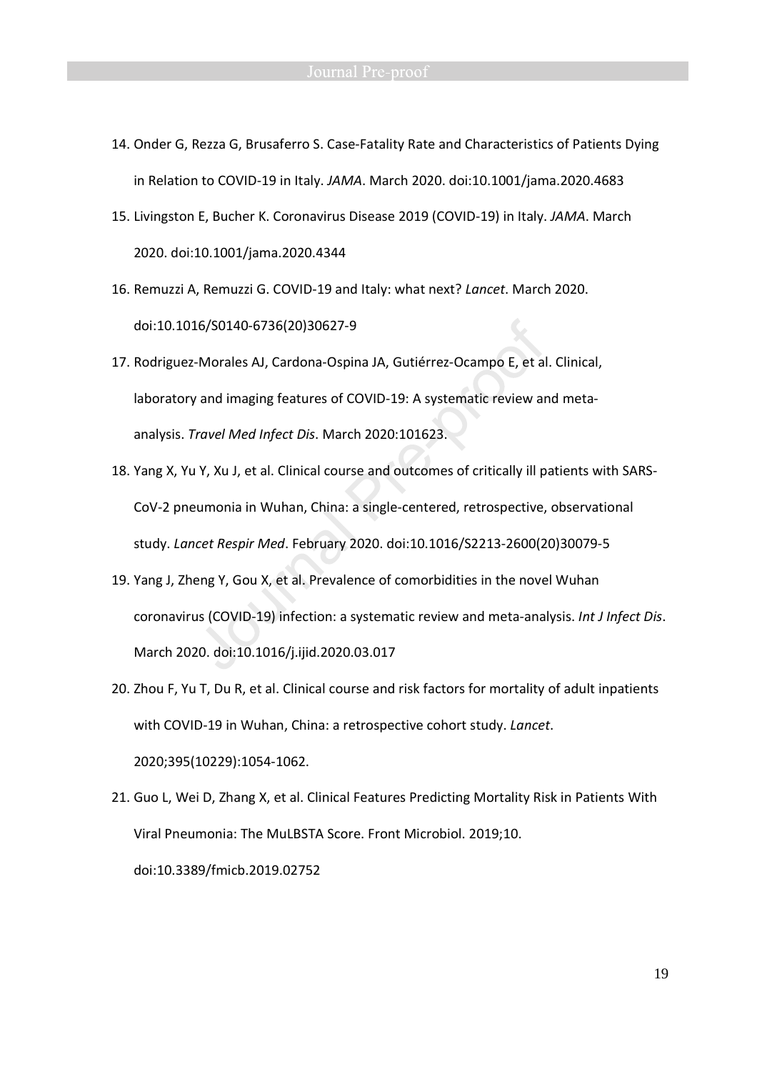14. Onder G, Rezza G, Brusaferro S. Case-Fatality Rate and Characteristics of Patients Dying in Relation to COVID-19 in Italy. *JAMA*. March 2020. doi:10.1001/jama.2020.4683
15. Livingston E, Bucher K. Coronavirus Disease 2019 (COVID-19) in Italy. *JAMA*. March 2020. doi:10.1001/jama.2020.4344
16. Remuzzi A, Remuzzi G. COVID-19 and Italy: what next? *Lancet*. March 2020. doi:10.1016/S0140-6736(20)30627-9
17. Rodriguez-Morales AJ, Cardona-Ospina JA, Gutiérrez-Ocampo E, et al. Clinical, laboratory and imaging features of COVID-19: A systematic review and meta-analysis. *Travel Med Infect Dis*. March 2020:101623.
18. Yang X, Yu Y, Xu J, et al. Clinical course and outcomes of critically ill patients with SARS-CoV-2 pneumonia in Wuhan, China: a single-centered, retrospective, observational study. *Lancet Respir Med*. February 2020. doi:10.1016/S2213-2600(20)30079-5
19. Yang J, Zheng Y, Gou X, et al. Prevalence of comorbidities in the novel Wuhan coronavirus (COVID-19) infection: a systematic review and meta-analysis. *Int J Infect Dis*. March 2020. doi:10.1016/j.ijid.2020.03.017
20. Zhou F, Yu T, Du R, et al. Clinical course and risk factors for mortality of adult inpatients with COVID-19 in Wuhan, China: a retrospective cohort study. *Lancet*. 2020;395(10229):1054-1062.
21. Guo L, Wei D, Zhang X, et al. Clinical Features Predicting Mortality Risk in Patients With Viral Pneumonia: The MuLBSTA Score. Front Microbiol. 2019;10. doi:10.3389/fmicb.2019.02752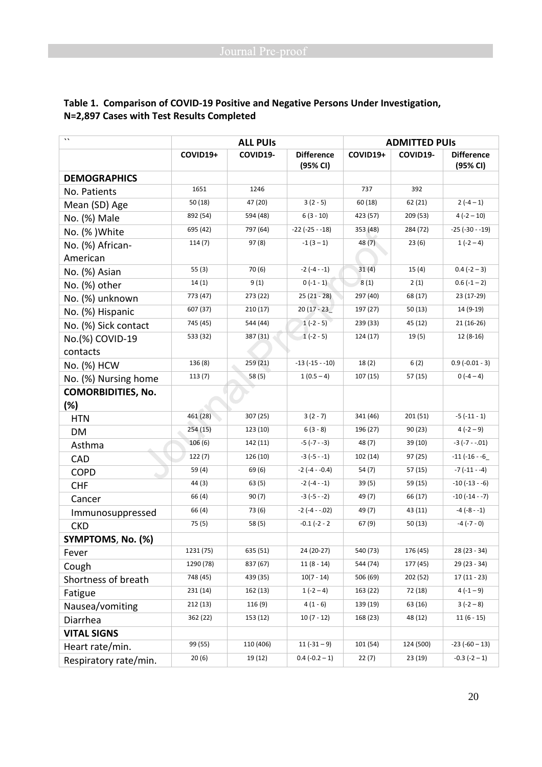**Table 1. Comparison of COVID-19 Positive and Negative Persons Under Investigation, N=2,897 Cases with Test Results Completed**

| `` | ALL PUIs | | | ADMITTED PUIs | | |
|---|---|---|---|---|---|---|
| | COVID19+ | COVID19- | Difference (95% CI) | COVID19+ | COVID19- | Difference (95% CI) |
| **DEMOGRAPHICS** | | | | | | |
| No. Patients | 1651 | 1246 | | 737 | 392 | |
| Mean (SD) Age | 50 (18) | 47 (20) | 3 (2 - 5) | 60 (18) | 62 (21) | 2 (-4 – 1) |
| No. (%) Male | 892 (54) | 594 (48) | 6 (3 - 10) | 423 (57) | 209 (53) | 4 (-2 – 10) |
| No. (% )White | 695 (42) | 797 (64) | -22 (-25 - -18) | 353 (48) | 284 (72) | -25 (-30 - -19) |
| No. (%) African-American | 114 (7) | 97 (8) | -1 (3 – 1) | 48 (7) | 23 (6) | 1 (-2 – 4) |
| No. (%) Asian | 55 (3) | 70 (6) | -2 (-4 - -1) | 31 (4) | 15 (4) | 0.4 (-2 – 3) |
| No. (%) other | 14 (1) | 9 (1) | 0 (-1 - 1) | 8 (1) | 2 (1) | 0.6 (-1 – 2) |
| No. (%) unknown | 773 (47) | 273 (22) | 25 (21 - 28) | 297 (40) | 68 (17) | 23 (17-29) |
| No. (%) Hispanic | 607 (37) | 210 (17) | 20 (17 - 23_ | 197 (27) | 50 (13) | 14 (9-19) |
| No. (%) Sick contact | 745 (45) | 544 (44) | 1 (-2 - 5) | 239 (33) | 45 (12) | 21 (16-26) |
| No.(%) COVID-19 contacts | 533 (32) | 387 (31) | 1 (-2 - 5) | 124 (17) | 19 (5) | 12 (8-16) |
| No. (%) HCW | 136 (8) | 259 (21) | -13 (-15 - -10) | 18 (2) | 6 (2) | 0.9 (-0.01 - 3) |
| No. (%) Nursing home | 113 (7) | 58 (5) | 1 (0.5 – 4) | 107 (15) | 57 (15) | 0 (-4 – 4) |
| **COMORBIDITIES, No. (%)** | | | | | | |
| HTN | 461 (28) | 307 (25) | 3 (2 - 7) | 341 (46) | 201 (51) | -5 (-11 - 1) |
| DM | 254 (15) | 123 (10) | 6 (3 - 8) | 196 (27) | 90 (23) | 4 (-2 – 9) |
| Asthma | 106 (6) | 142 (11) | -5 (-7 - -3) | 48 (7) | 39 (10) | -3 (-7 - -.01) |
| CAD | 122 (7) | 126 (10) | -3 (-5 - -1) | 102 (14) | 97 (25) | -11 (-16 - -6_ |
| COPD | 59 (4) | 69 (6) | -2 (-4 - -0.4) | 54 (7) | 57 (15) | -7 (-11 - -4) |
| CHF | 44 (3) | 63 (5) | -2 (-4 - -1) | 39 (5) | 59 (15) | -10 (-13 - -6) |
| Cancer | 66 (4) | 90 (7) | -3 (-5 - -2) | 49 (7) | 66 (17) | -10 (-14 - -7) |
| Immunosuppressed | 66 (4) | 73 (6) | -2 (-4 - -.02) | 49 (7) | 43 (11) | -4 (-8 - -1) |
| CKD | 75 (5) | 58 (5) | -0.1 (-2 - 2 | 67 (9) | 50 (13) | -4 (-7 - 0) |
| **SYMPTOMS, No. (%)** | | | | | | |
| Fever | 1231 (75) | 635 (51) | 24 (20-27) | 540 (73) | 176 (45) | 28 (23 - 34) |
| Cough | 1290 (78) | 837 (67) | 11 (8 - 14) | 544 (74) | 177 (45) | 29 (23 - 34) |
| Shortness of breath | 748 (45) | 439 (35) | 10(7 - 14) | 506 (69) | 202 (52) | 17 (11 - 23) |
| Fatigue | 231 (14) | 162 (13) | 1 (-2 – 4) | 163 (22) | 72 (18) | 4 (-1 – 9) |
| Nausea/vomiting | 212 (13) | 116 (9) | 4 (1 - 6) | 139 (19) | 63 (16) | 3 (-2 – 8) |
| Diarrhea | 362 (22) | 153 (12) | 10 (7 - 12) | 168 (23) | 48 (12) | 11 (6 - 15) |
| **VITAL SIGNS** | | | | | | |
| Heart rate/min. | 99 (55) | 110 (406) | 11 (-31 – 9) | 101 (54) | 124 (500) | -23 (-60 – 13) |
| Respiratory rate/min. | 20 (6) | 19 (12) | 0.4 (-0.2 – 1) | 22 (7) | 23 (19) | -0.3 (-2 – 1) |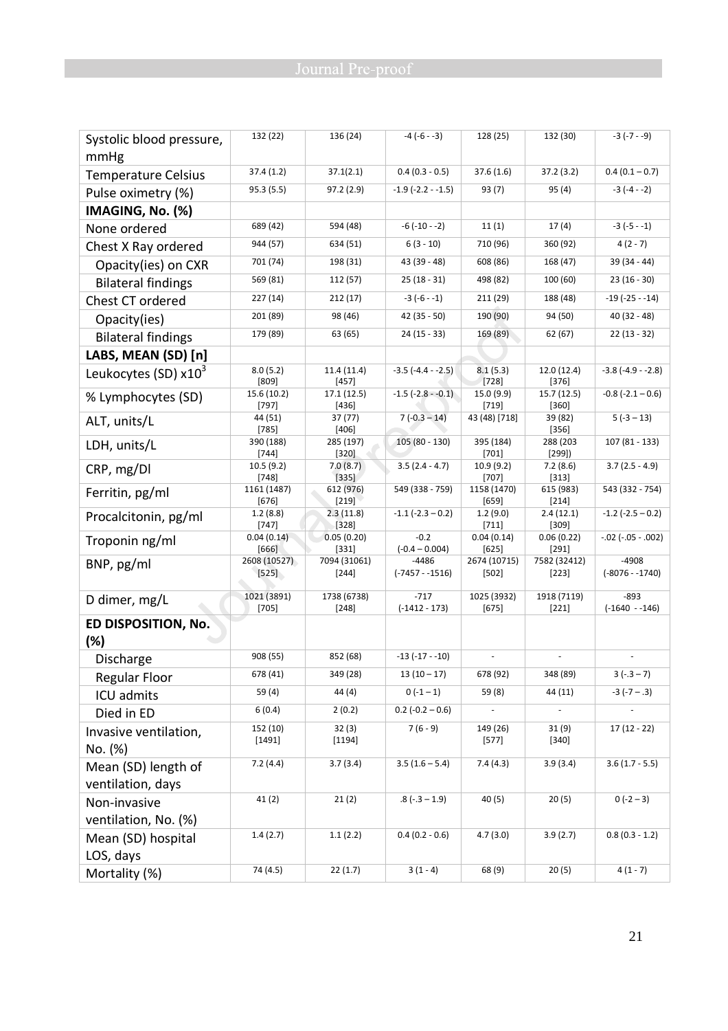| | | | | | | |
|---|---|---|---|---|---|---|
| Systolic blood pressure, mmHg | 132 (22) | 136 (24) | -4 (-6 - -3) | 128 (25) | 132 (30) | -3 (-7 - -9) |
| Temperature Celsius | 37.4 (1.2) | 37.1(2.1) | 0.4 (0.3 - 0.5) | 37.6 (1.6) | 37.2 (3.2) | 0.4 (0.1 – 0.7) |
| Pulse oximetry (%) | 95.3 (5.5) | 97.2 (2.9) | -1.9 (-2.2 - -1.5) | 93 (7) | 95 (4) | -3 (-4 - -2) |
| **IMAGING, No. (%)** | | | | | | |
| None ordered | 689 (42) | 594 (48) | -6 (-10 - -2) | 11 (1) | 17 (4) | -3 (-5 - -1) |
| Chest X Ray ordered | 944 (57) | 634 (51) | 6 (3 - 10) | 710 (96) | 360 (92) | 4 (2 - 7) |
| Opacity(ies) on CXR | 701 (74) | 198 (31) | 43 (39 - 48) | 608 (86) | 168 (47) | 39 (34 - 44) |
| Bilateral findings | 569 (81) | 112 (57) | 25 (18 - 31) | 498 (82) | 100 (60) | 23 (16 - 30) |
| Chest CT ordered | 227 (14) | 212 (17) | -3 (-6 - -1) | 211 (29) | 188 (48) | -19 (-25 - -14) |
| Opacity(ies) | 201 (89) | 98 (46) | 42 (35 - 50) | 190 (90) | 94 (50) | 40 (32 - 48) |
| Bilateral findings | 179 (89) | 63 (65) | 24 (15 - 33) | 169 (89) | 62 (67) | 22 (13 - 32) |
| **LABS, MEAN (SD) [n]** | | | | | | |
| Leukocytes (SD) x$10^3$ | 8.0 (5.2) [809] | 11.4 (11.4) [457] | -3.5 (-4.4 - -2.5) | 8.1 (5.3) [728] | 12.0 (12.4) [376] | -3.8 (-4.9 - -2.8) |
| % Lymphocytes (SD) | 15.6 (10.2) [797] | 17.1 (12.5) [436] | -1.5 (-2.8 – -0.1) | 15.0 (9.9) [719] | 15.7 (12.5) [360] | -0.8 (-2.1 – 0.6) |
| ALT, units/L | 44 (51) [785] | 37 (77) [406] | 7 (-0.3 – 14) | 43 (48) [718] | 39 (82) [356] | 5 (-3 – 13) |
| LDH, units/L | 390 (188) [744] | 285 (197) [320] | 105 (80 - 130) | 395 (184) [701] | 288 (203 [299]) | 107 (81 - 133) |
| CRP, mg/Dl | 10.5 (9.2) [748] | 7.0 (8.7) [335] | 3.5 (2.4 - 4.7) | 10.9 (9.2) [707] | 7.2 (8.6) [313] | 3.7 (2.5 - 4.9) |
| Ferritin, pg/ml | 1161 (1487) [676] | 612 (976) [219] | 549 (338 - 759) | 1158 (1470) [659] | 615 (983) [214] | 543 (332 - 754) |
| Procalcitonin, pg/ml | 1.2 (8.8) [747] | 2.3 (11.8) [328] | -1.1 (-2.3 – 0.2) | 1.2 (9.0) [711] | 2.4 (12.1) [309] | -1.2 (-2.5 – 0.2) |
| Troponin ng/ml | 0.04 (0.14) [666] | 0.05 (0.20) [331] | -0.2 (-0.4 – 0.004) | 0.04 (0.14) [625] | 0.06 (0.22) [291] | -.02 (-.05 - .002) |
| BNP, pg/ml | 2608 (10527) [525] | 7094 (31061) [244] | -4486 (-7457 - -1516) | 2674 (10715) [502] | 7582 (32412) [223] | -4908 (-8076 - -1740) |
| D dimer, mg/L | 1021 (3891) [705] | 1738 (6738) [248] | -717 (-1412 - 173) | 1025 (3932) [675] | 1918 (7119) [221] | -893 (-1640 - -146) |
| **ED DISPOSITION, No. (%)** | | | | | | |
| Discharge | 908 (55) | 852 (68) | -13 (-17 - -10) | - | - | - |
| Regular Floor | 678 (41) | 349 (28) | 13 (10 – 17) | 678 (92) | 348 (89) | 3 (-.3 – 7) |
| ICU admits | 59 (4) | 44 (4) | 0 (-1 – 1) | 59 (8) | 44 (11) | -3 (-7 – .3) |
| Died in ED | 6 (0.4) | 2 (0.2) | 0.2 (-0.2 – 0.6) | - | - | - |
| Invasive ventilation, No. (%) | 152 (10) [1491] | 32 (3) [1194] | 7 (6 - 9) | 149 (26) [577] | 31 (9) [340] | 17 (12 - 22) |
| Mean (SD) length of ventilation, days | 7.2 (4.4) | 3.7 (3.4) | 3.5 (1.6 – 5.4) | 7.4 (4.3) | 3.9 (3.4) | 3.6 (1.7 - 5.5) |
| Non-invasive ventilation, No. (%) | 41 (2) | 21 (2) | .8 (-.3 – 1.9) | 40 (5) | 20 (5) | 0 (-2 – 3) |
| Mean (SD) hospital LOS, days | 1.4 (2.7) | 1.1 (2.2) | 0.4 (0.2 - 0.6) | 4.7 (3.0) | 3.9 (2.7) | 0.8 (0.3 - 1.2) |
| Mortality (%) | 74 (4.5) | 22 (1.7) | 3 (1 - 4) | 68 (9) | 20 (5) | 4 (1 - 7) |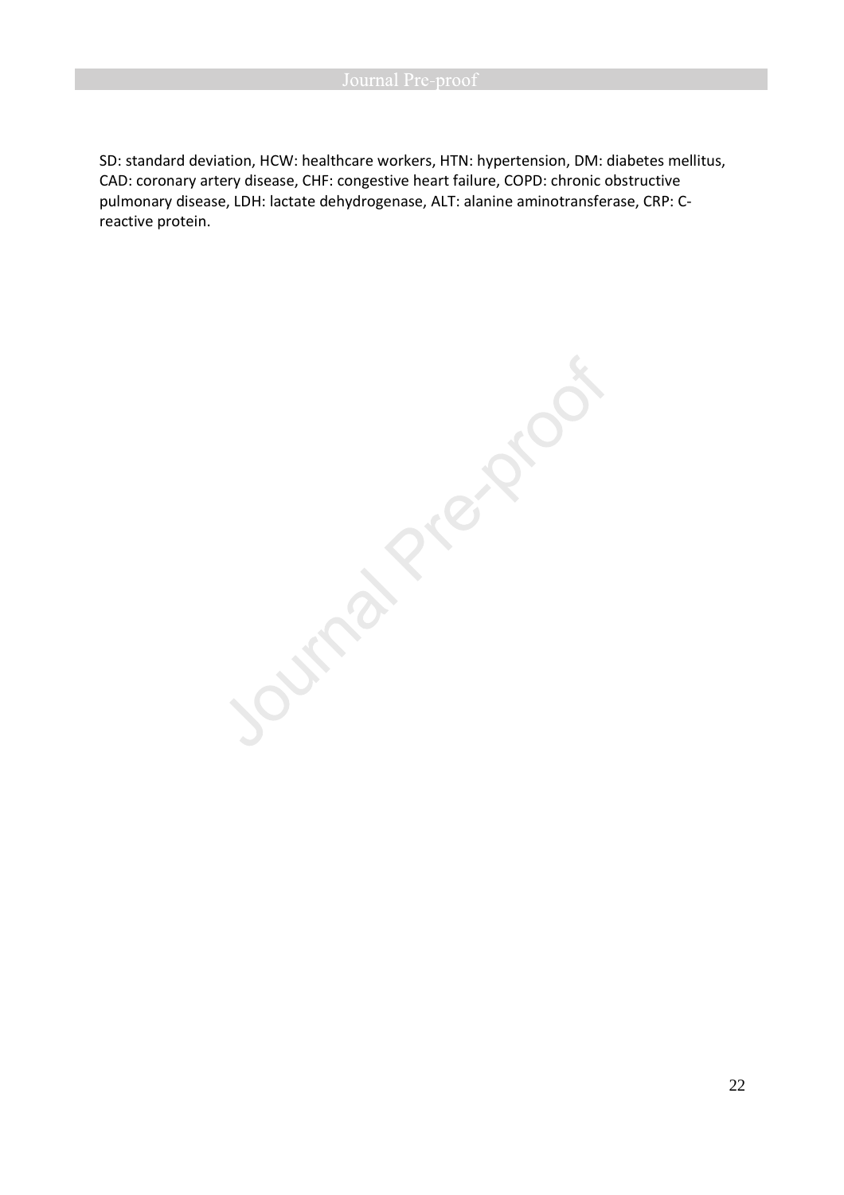SD: standard deviation, HCW: healthcare workers, HTN: hypertension, DM: diabetes mellitus, CAD: coronary artery disease, CHF: congestive heart failure, COPD: chronic obstructive pulmonary disease, LDH: lactate dehydrogenase, ALT: alanine aminotransferase, CRP: C-reactive protein.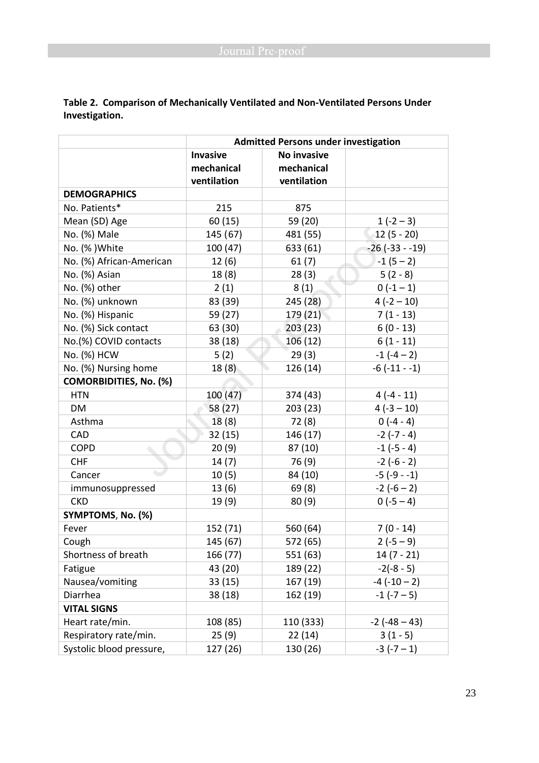**Table 2. Comparison of Mechanically Ventilated and Non-Ventilated Persons Under Investigation.**

| | Admitted Persons under investigation | | |
|---|---|---|---|
| | Invasive mechanical ventilation | No invasive mechanical ventilation | |
| **DEMOGRAPHICS** | | | |
| No. Patients* | 215 | 875 | |
| Mean (SD) Age | 60 (15) | 59 (20) | 1 (-2 – 3) |
| No. (%) Male | 145 (67) | 481 (55) | 12 (5 - 20) |
| No. (% )White | 100 (47) | 633 (61) | -26 (-33 - -19) |
| No. (%) African-American | 12 (6) | 61 (7) | -1 (5 – 2) |
| No. (%) Asian | 18 (8) | 28 (3) | 5 (2 - 8) |
| No. (%) other | 2 (1) | 8 (1) | 0 (-1 – 1) |
| No. (%) unknown | 83 (39) | 245 (28) | 4 (-2 – 10) |
| No. (%) Hispanic | 59 (27) | 179 (21) | 7 (1 - 13) |
| No. (%) Sick contact | 63 (30) | 203 (23) | 6 (0 - 13) |
| No.(%) COVID contacts | 38 (18) | 106 (12) | 6 (1 - 11) |
| No. (%) HCW | 5 (2) | 29 (3) | -1 (-4 – 2) |
| No. (%) Nursing home | 18 (8) | 126 (14) | -6 (-11 - -1) |
| **COMORBIDITIES, No. (%)** | | | |
| HTN | 100 (47) | 374 (43) | 4 (-4 - 11) |
| DM | 58 (27) | 203 (23) | 4 (-3 – 10) |
| Asthma | 18 (8) | 72 (8) | 0 (-4 - 4) |
| CAD | 32 (15) | 146 (17) | -2 (-7 - 4) |
| COPD | 20 (9) | 87 (10) | -1 (-5 - 4) |
| CHF | 14 (7) | 76 (9) | -2 (-6 - 2) |
| Cancer | 10 (5) | 84 (10) | -5 (-9 - -1) |
| immunosuppressed | 13 (6) | 69 (8) | -2 (-6 – 2) |
| CKD | 19 (9) | 80 (9) | 0 (-5 – 4) |
| **SYMPTOMS, No. (%)** | | | |
| Fever | 152 (71) | 560 (64) | 7 (0 - 14) |
| Cough | 145 (67) | 572 (65) | 2 (-5 – 9) |
| Shortness of breath | 166 (77) | 551 (63) | 14 (7 - 21) |
| Fatigue | 43 (20) | 189 (22) | -2(-8 - 5) |
| Nausea/vomiting | 33 (15) | 167 (19) | -4 (-10 – 2) |
| Diarrhea | 38 (18) | 162 (19) | -1 (-7 – 5) |
| **VITAL SIGNS** | | | |
| Heart rate/min. | 108 (85) | 110 (333) | -2 (-48 – 43) |
| Respiratory rate/min. | 25 (9) | 22 (14) | 3 (1 - 5) |
| Systolic blood pressure, | 127 (26) | 130 (26) | -3 (-7 – 1) |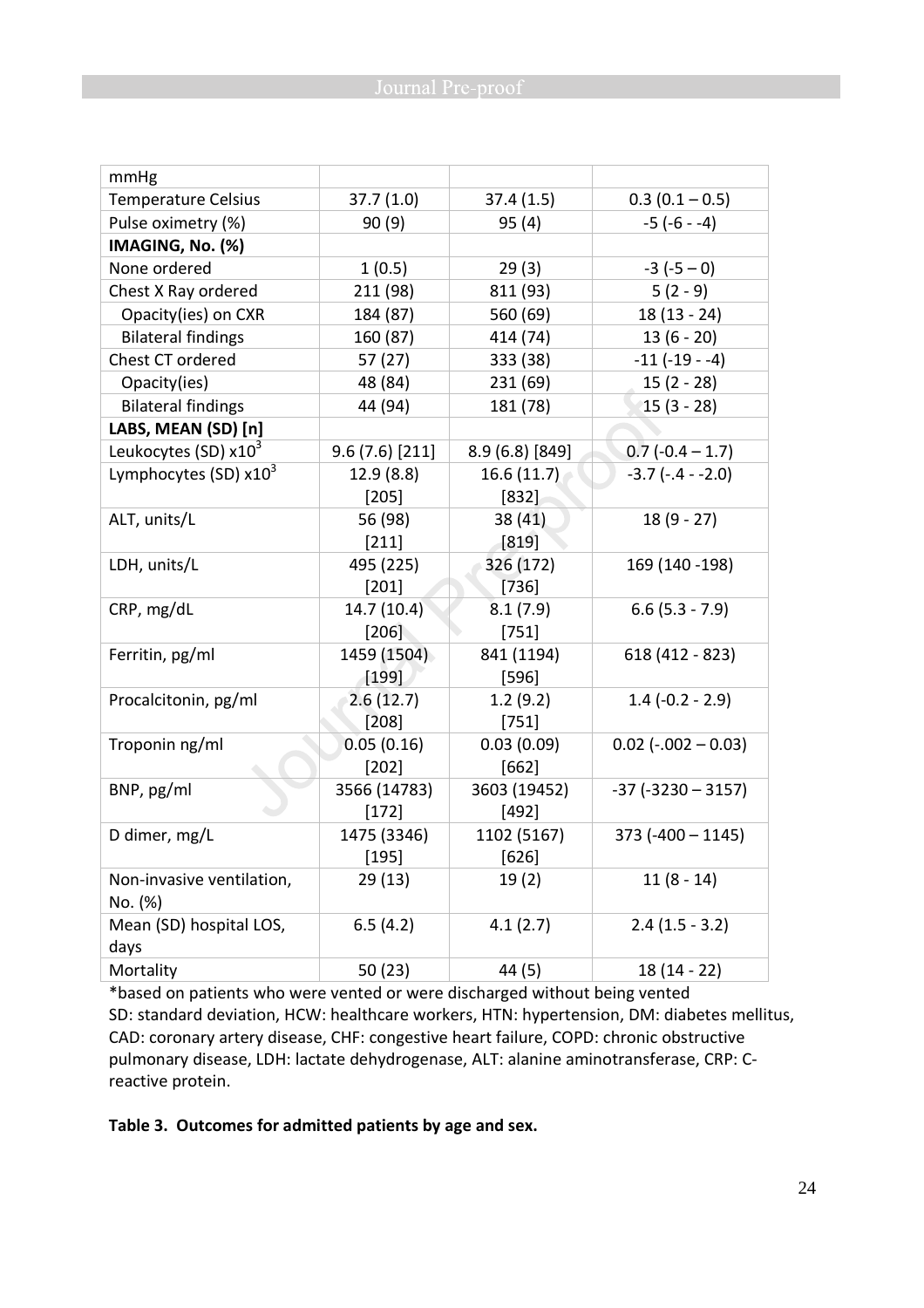| mmHg | | | |
|---|---|---|---|
| Temperature Celsius | 37.7 (1.0) | 37.4 (1.5) | 0.3 (0.1 – 0.5) |
| Pulse oximetry (%) | 90 (9) | 95 (4) | -5 (-6 - -4) |
| **IMAGING, No. (%)** | | | |
| None ordered | 1 (0.5) | 29 (3) | -3 (-5 – 0) |
| Chest X Ray ordered | 211 (98) | 811 (93) | 5 (2 - 9) |
| Opacity(ies) on CXR | 184 (87) | 560 (69) | 18 (13 - 24) |
| Bilateral findings | 160 (87) | 414 (74) | 13 (6 - 20) |
| Chest CT ordered | 57 (27) | 333 (38) | -11 (-19 - -4) |
| Opacity(ies) | 48 (84) | 231 (69) | 15 (2 - 28) |
| Bilateral findings | 44 (94) | 181 (78) | 15 (3 - 28) |
| **LABS, MEAN (SD) [n]** | | | |
| Leukocytes (SD) $x10^3$ | 9.6 (7.6) [211] | 8.9 (6.8) [849] | 0.7 (-0.4 – 1.7) |
| Lymphocytes (SD) $x10^3$ | 12.9 (8.8) [205] | 16.6 (11.7) [832] | -3.7 (-.4 - -2.0) |
| ALT, units/L | 56 (98) [211] | 38 (41) [819] | 18 (9 - 27) |
| LDH, units/L | 495 (225) [201] | 326 (172) [736] | 169 (140 -198) |
| CRP, mg/dL | 14.7 (10.4) [206] | 8.1 (7.9) [751] | 6.6 (5.3 - 7.9) |
| Ferritin, pg/ml | 1459 (1504) [199] | 841 (1194) [596] | 618 (412 - 823) |
| Procalcitonin, pg/ml | 2.6 (12.7) [208] | 1.2 (9.2) [751] | 1.4 (-0.2 - 2.9) |
| Troponin ng/ml | 0.05 (0.16) [202] | 0.03 (0.09) [662] | 0.02 (-.002 – 0.03) |
| BNP, pg/ml | 3566 (14783) [172] | 3603 (19452) [492] | -37 (-3230 – 3157) |
| D dimer, mg/L | 1475 (3346) [195] | 1102 (5167) [626] | 373 (-400 – 1145) |
| Non-invasive ventilation, No. (%) | 29 (13) | 19 (2) | 11 (8 - 14) |
| Mean (SD) hospital LOS, days | 6.5 (4.2) | 4.1 (2.7) | 2.4 (1.5 - 3.2) |
| Mortality | 50 (23) | 44 (5) | 18 (14 - 22) |

*based on patients who were vented or were discharged without being vented
SD: standard deviation, HCW: healthcare workers, HTN: hypertension, DM: diabetes mellitus, CAD: coronary artery disease, CHF: congestive heart failure, COPD: chronic obstructive pulmonary disease, LDH: lactate dehydrogenase, ALT: alanine aminotransferase, CRP: C-reactive protein.

**Table 3. Outcomes for admitted patients by age and sex.**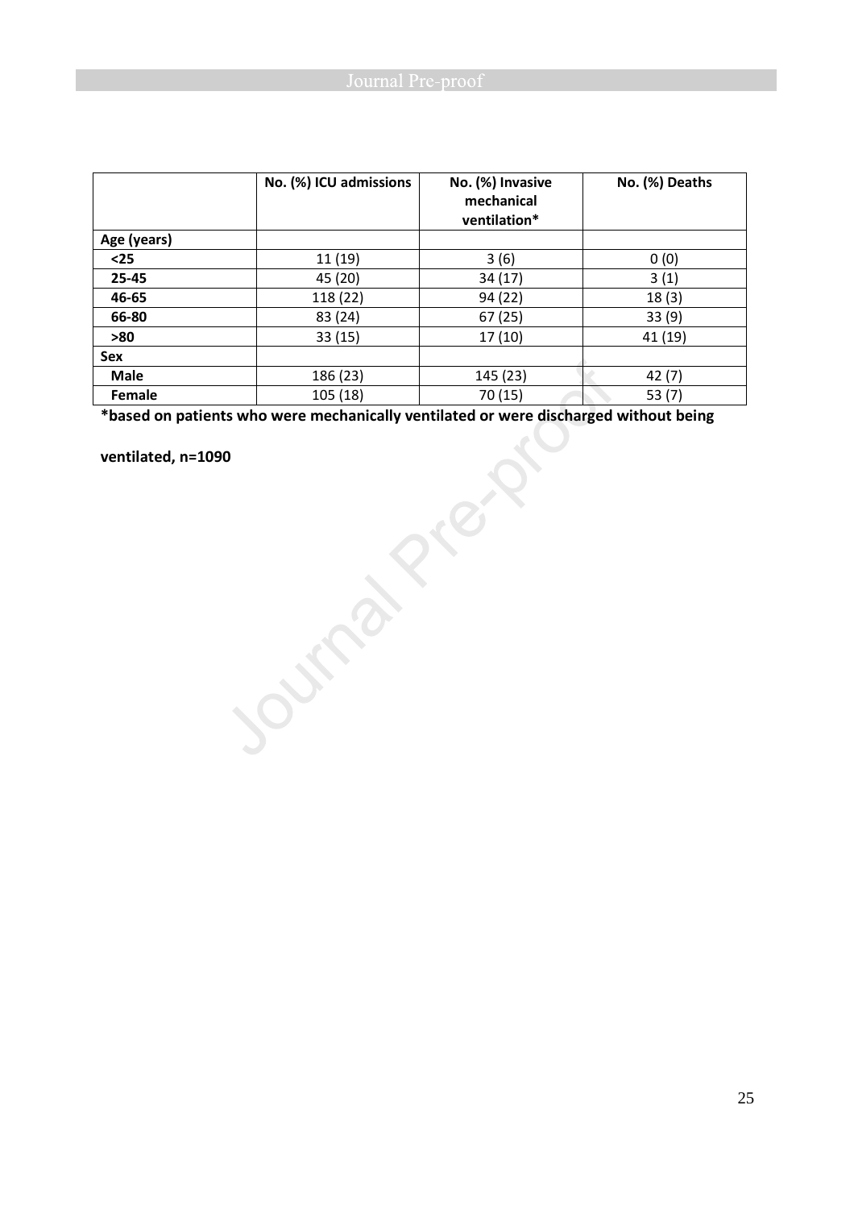| | No. (%) ICU admissions | No. (%) Invasive mechanical ventilation* | No. (%) Deaths |
|---|---|---|---|
| **Age (years)** | | | |
| **<25** | 11 (19) | 3 (6) | 0 (0) |
| **25-45** | 45 (20) | 34 (17) | 3 (1) |
| **46-65** | 118 (22) | 94 (22) | 18 (3) |
| **66-80** | 83 (24) | 67 (25) | 33 (9) |
| **>80** | 33 (15) | 17 (10) | 41 (19) |
| **Sex** | | | |
| **Male** | 186 (23) | 145 (23) | 42 (7) |
| **Female** | 105 (18) | 70 (15) | 53 (7) |

**\*based on patients who were mechanically ventilated or were discharged without being ventilated, n=1090**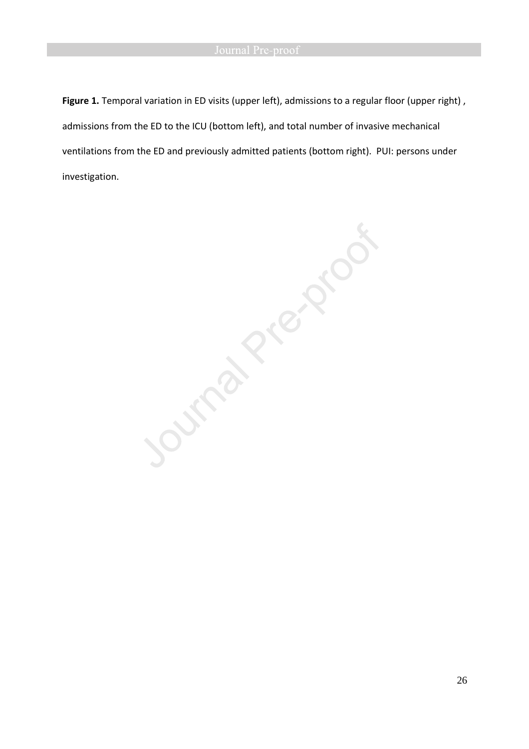**Figure 1.** Temporal variation in ED visits (upper left), admissions to a regular floor (upper right) , admissions from the ED to the ICU (bottom left), and total number of invasive mechanical ventilations from the ED and previously admitted patients (bottom right). PUI: persons under investigation.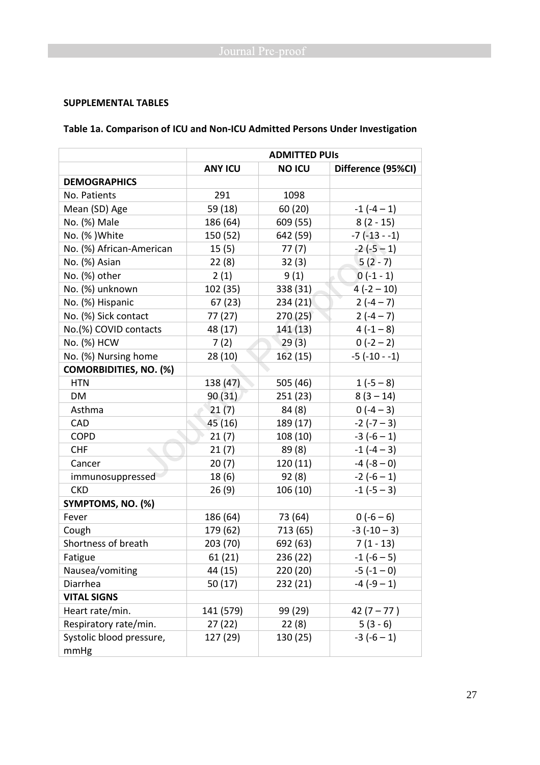**SUPPLEMENTAL TABLES**

**Table 1a. Comparison of ICU and Non-ICU Admitted Persons Under Investigation**

| | ADMITTED PUIs | | |
|---|---|---|---|
| | **ANY ICU** | **NO ICU** | **Difference (95%CI)** |
| **DEMOGRAPHICS** | | | |
| No. Patients | 291 | 1098 | |
| Mean (SD) Age | 59 (18) | 60 (20) | -1 (-4 – 1) |
| No. (%) Male | 186 (64) | 609 (55) | 8 (2 - 15) |
| No. (% )White | 150 (52) | 642 (59) | -7 (-13 - -1) |
| No. (%) African-American | 15 (5) | 77 (7) | -2 (-5 – 1) |
| No. (%) Asian | 22 (8) | 32 (3) | 5 (2 - 7) |
| No. (%) other | 2 (1) | 9 (1) | 0 (-1 - 1) |
| No. (%) unknown | 102 (35) | 338 (31) | 4 (-2 – 10) |
| No. (%) Hispanic | 67 (23) | 234 (21) | 2 (-4 – 7) |
| No. (%) Sick contact | 77 (27) | 270 (25) | 2 (-4 – 7) |
| No.(%) COVID contacts | 48 (17) | 141 (13) | 4 (-1 – 8) |
| No. (%) HCW | 7 (2) | 29 (3) | 0 (-2 – 2) |
| No. (%) Nursing home | 28 (10) | 162 (15) | -5 (-10 - -1) |
| **COMORBIDITIES, NO. (%)** | | | |
| HTN | 138 (47) | 505 (46) | 1 (-5 – 8) |
| DM | 90 (31) | 251 (23) | 8 (3 – 14) |
| Asthma | 21 (7) | 84 (8) | 0 (-4 – 3) |
| CAD | 45 (16) | 189 (17) | -2 (-7 – 3) |
| COPD | 21 (7) | 108 (10) | -3 (-6 – 1) |
| CHF | 21 (7) | 89 (8) | -1 (-4 – 3) |
| Cancer | 20 (7) | 120 (11) | -4 (-8 – 0) |
| immunosuppressed | 18 (6) | 92 (8) | -2 (-6 – 1) |
| CKD | 26 (9) | 106 (10) | -1 (-5 – 3) |
| **SYMPTOMS, NO. (%)** | | | |
| Fever | 186 (64) | 73 (64) | 0 (-6 – 6) |
| Cough | 179 (62) | 713 (65) | -3 (-10 – 3) |
| Shortness of breath | 203 (70) | 692 (63) | 7 (1 - 13) |
| Fatigue | 61 (21) | 236 (22) | -1 (-6 – 5) |
| Nausea/vomiting | 44 (15) | 220 (20) | -5 (-1 – 0) |
| Diarrhea | 50 (17) | 232 (21) | -4 (-9 – 1) |
| **VITAL SIGNS** | | | |
| Heart rate/min. | 141 (579) | 99 (29) | 42 (7 – 77 ) |
| Respiratory rate/min. | 27 (22) | 22 (8) | 5 (3 - 6) |
| Systolic blood pressure, mmHg | 127 (29) | 130 (25) | -3 (-6 – 1) |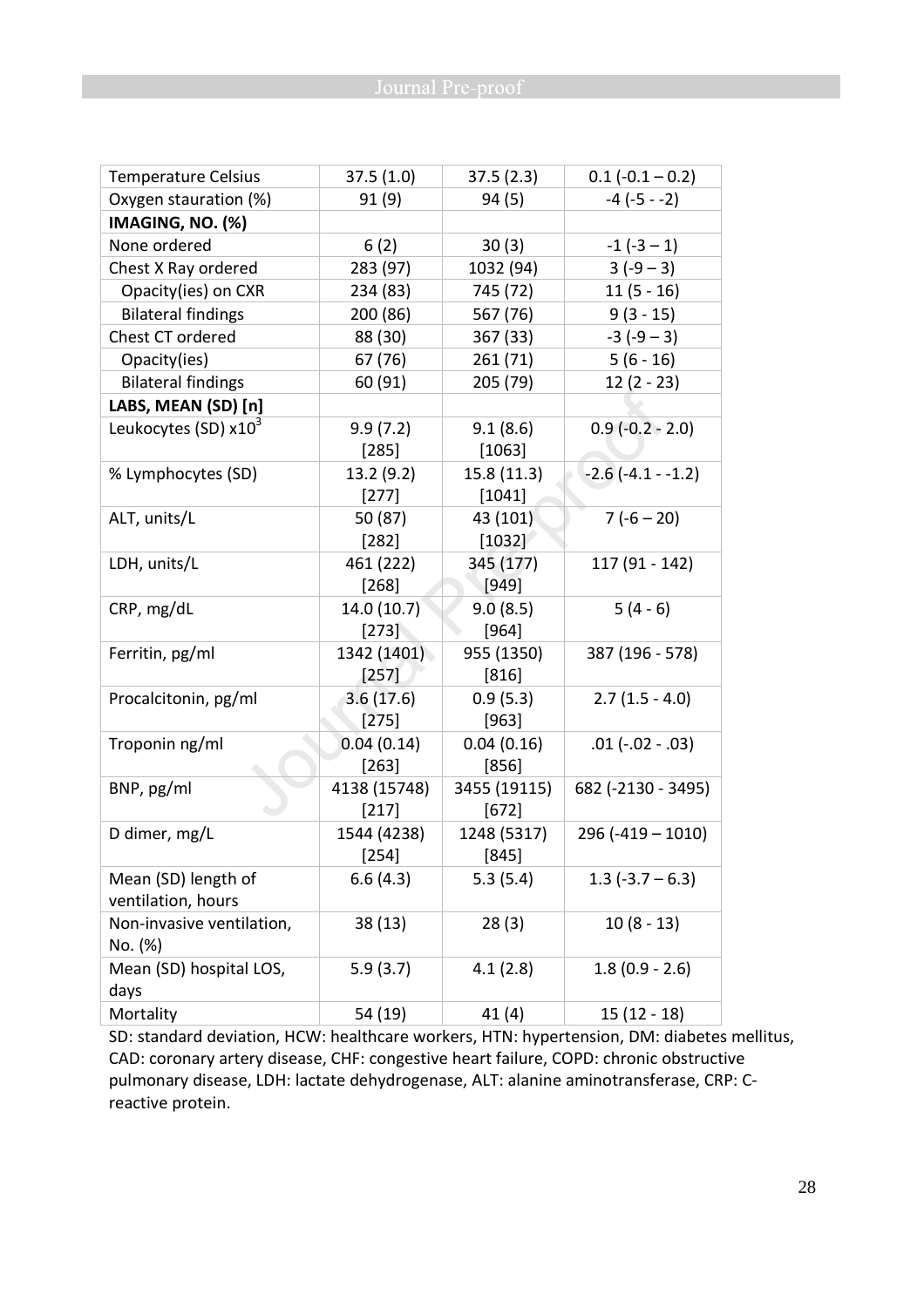| Temperature Celsius | 37.5 (1.0) | 37.5 (2.3) | 0.1 (-0.1 – 0.2) |
|---|---|---|---|
| Oxygen stauration (%) | 91 (9) | 94 (5) | -4 (-5 - -2) |
| **IMAGING, NO. (%)** | | | |
| None ordered | 6 (2) | 30 (3) | -1 (-3 – 1) |
| Chest X Ray ordered | 283 (97) | 1032 (94) | 3 (-9 – 3) |
| Opacity(ies) on CXR | 234 (83) | 745 (72) | 11 (5 - 16) |
| Bilateral findings | 200 (86) | 567 (76) | 9 (3 - 15) |
| Chest CT ordered | 88 (30) | 367 (33) | -3 (-9 – 3) |
| Opacity(ies) | 67 (76) | 261 (71) | 5 (6 - 16) |
| Bilateral findings | 60 (91) | 205 (79) | 12 (2 - 23) |
| **LABS, MEAN (SD) [n]** | | | |
| Leukocytes (SD) x$10^3$ | 9.9 (7.2) [285] | 9.1 (8.6) [1063] | 0.9 (-0.2 - 2.0) |
| % Lymphocytes (SD) | 13.2 (9.2) [277] | 15.8 (11.3) [1041] | -2.6 (-4.1 - -1.2) |
| ALT, units/L | 50 (87) [282] | 43 (101) [1032] | 7 (-6 – 20) |
| LDH, units/L | 461 (222) [268] | 345 (177) [949] | 117 (91 - 142) |
| CRP, mg/dL | 14.0 (10.7) [273] | 9.0 (8.5) [964] | 5 (4 - 6) |
| Ferritin, pg/ml | 1342 (1401) [257] | 955 (1350) [816] | 387 (196 - 578) |
| Procalcitonin, pg/ml | 3.6 (17.6) [275] | 0.9 (5.3) [963] | 2.7 (1.5 - 4.0) |
| Troponin ng/ml | 0.04 (0.14) [263] | 0.04 (0.16) [856] | .01 (-.02 - .03) |
| BNP, pg/ml | 4138 (15748) [217] | 3455 (19115) [672] | 682 (-2130 - 3495) |
| D dimer, mg/L | 1544 (4238) [254] | 1248 (5317) [845] | 296 (-419 – 1010) |
| Mean (SD) length of ventilation, hours | 6.6 (4.3) | 5.3 (5.4) | 1.3 (-3.7 – 6.3) |
| Non-invasive ventilation, No. (%) | 38 (13) | 28 (3) | 10 (8 - 13) |
| Mean (SD) hospital LOS, days | 5.9 (3.7) | 4.1 (2.8) | 1.8 (0.9 - 2.6) |
| Mortality | 54 (19) | 41 (4) | 15 (12 - 18) |

SD: standard deviation, HCW: healthcare workers, HTN: hypertension, DM: diabetes mellitus, CAD: coronary artery disease, CHF: congestive heart failure, COPD: chronic obstructive pulmonary disease, LDH: lactate dehydrogenase, ALT: alanine aminotransferase, CRP: C-reactive protein.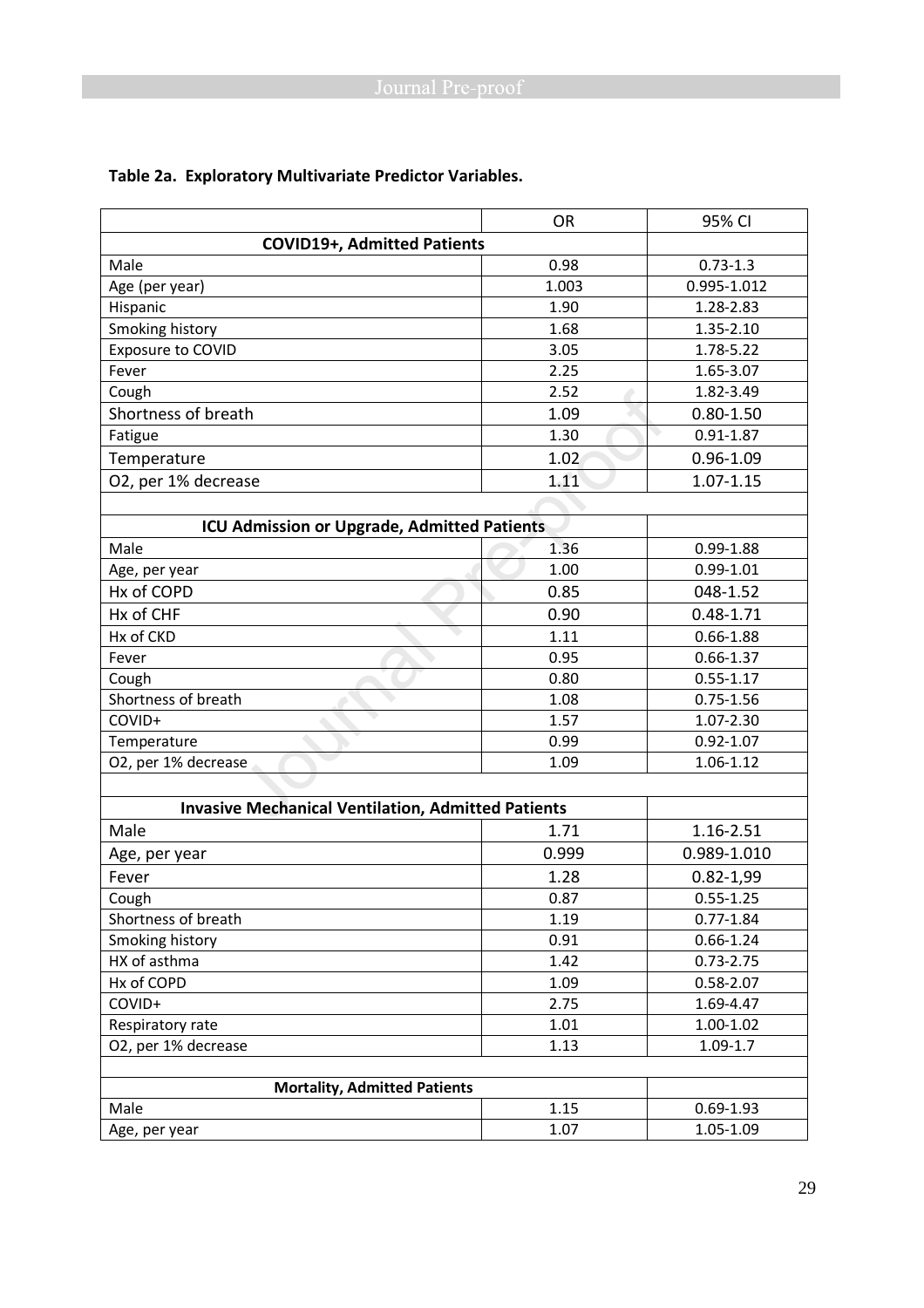**Table 2a. Exploratory Multivariate Predictor Variables.**

| | OR | 95% CI |
|---|---|---|
| **COVID19+, Admitted Patients** | | |
| Male | 0.98 | 0.73-1.3 |
| Age (per year) | 1.003 | 0.995-1.012 |
| Hispanic | 1.90 | 1.28-2.83 |
| Smoking history | 1.68 | 1.35-2.10 |
| Exposure to COVID | 3.05 | 1.78-5.22 |
| Fever | 2.25 | 1.65-3.07 |
| Cough | 2.52 | 1.82-3.49 |
| Shortness of breath | 1.09 | 0.80-1.50 |
| Fatigue | 1.30 | 0.91-1.87 |
| Temperature | 1.02 | 0.96-1.09 |
| O2, per 1% decrease | 1.11 | 1.07-1.15 |
| | | |
| **ICU Admission or Upgrade, Admitted Patients** | | |
| Male | 1.36 | 0.99-1.88 |
| Age, per year | 1.00 | 0.99-1.01 |
| Hx of COPD | 0.85 | 048-1.52 |
| Hx of CHF | 0.90 | 0.48-1.71 |
| Hx of CKD | 1.11 | 0.66-1.88 |
| Fever | 0.95 | 0.66-1.37 |
| Cough | 0.80 | 0.55-1.17 |
| Shortness of breath | 1.08 | 0.75-1.56 |
| COVID+ | 1.57 | 1.07-2.30 |
| Temperature | 0.99 | 0.92-1.07 |
| O2, per 1% decrease | 1.09 | 1.06-1.12 |
| | | |
| **Invasive Mechanical Ventilation, Admitted Patients** | | |
| Male | 1.71 | 1.16-2.51 |
| Age, per year | 0.999 | 0.989-1.010 |
| Fever | 1.28 | 0.82-1,99 |
| Cough | 0.87 | 0.55-1.25 |
| Shortness of breath | 1.19 | 0.77-1.84 |
| Smoking history | 0.91 | 0.66-1.24 |
| HX of asthma | 1.42 | 0.73-2.75 |
| Hx of COPD | 1.09 | 0.58-2.07 |
| COVID+ | 2.75 | 1.69-4.47 |
| Respiratory rate | 1.01 | 1.00-1.02 |
| O2, per 1% decrease | 1.13 | 1.09-1.7 |
| | | |
| **Mortality, Admitted Patients** | | |
| Male | 1.15 | 0.69-1.93 |
| Age, per year | 1.07 | 1.05-1.09 |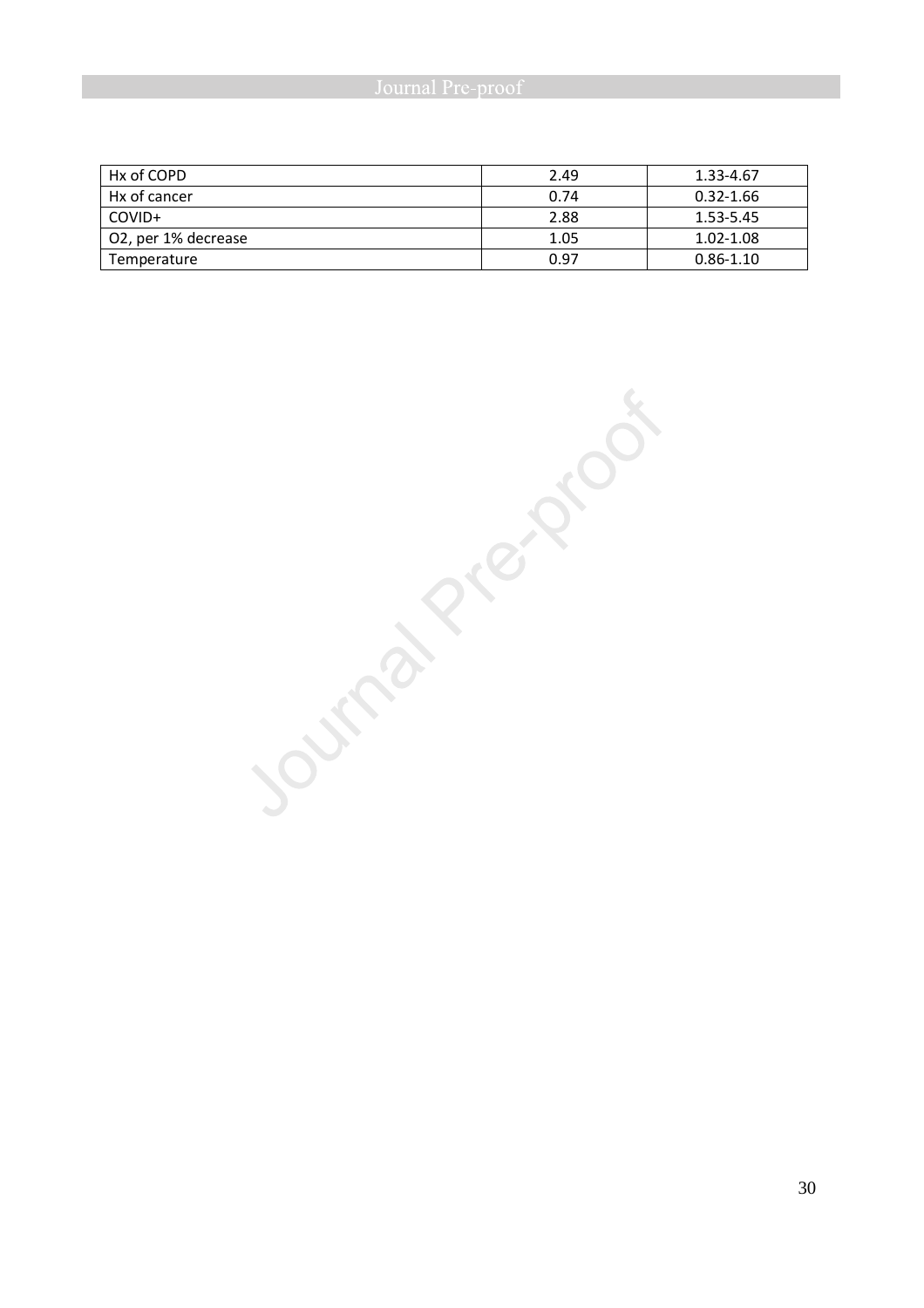| | | |
|---|---|---|
| Hx of COPD | 2.49 | 1.33-4.67 |
| Hx of cancer | 0.74 | 0.32-1.66 |
| COVID+ | 2.88 | 1.53-5.45 |
| O2, per 1% decrease | 1.05 | 1.02-1.08 |
| Temperature | 0.97 | 0.86-1.10 |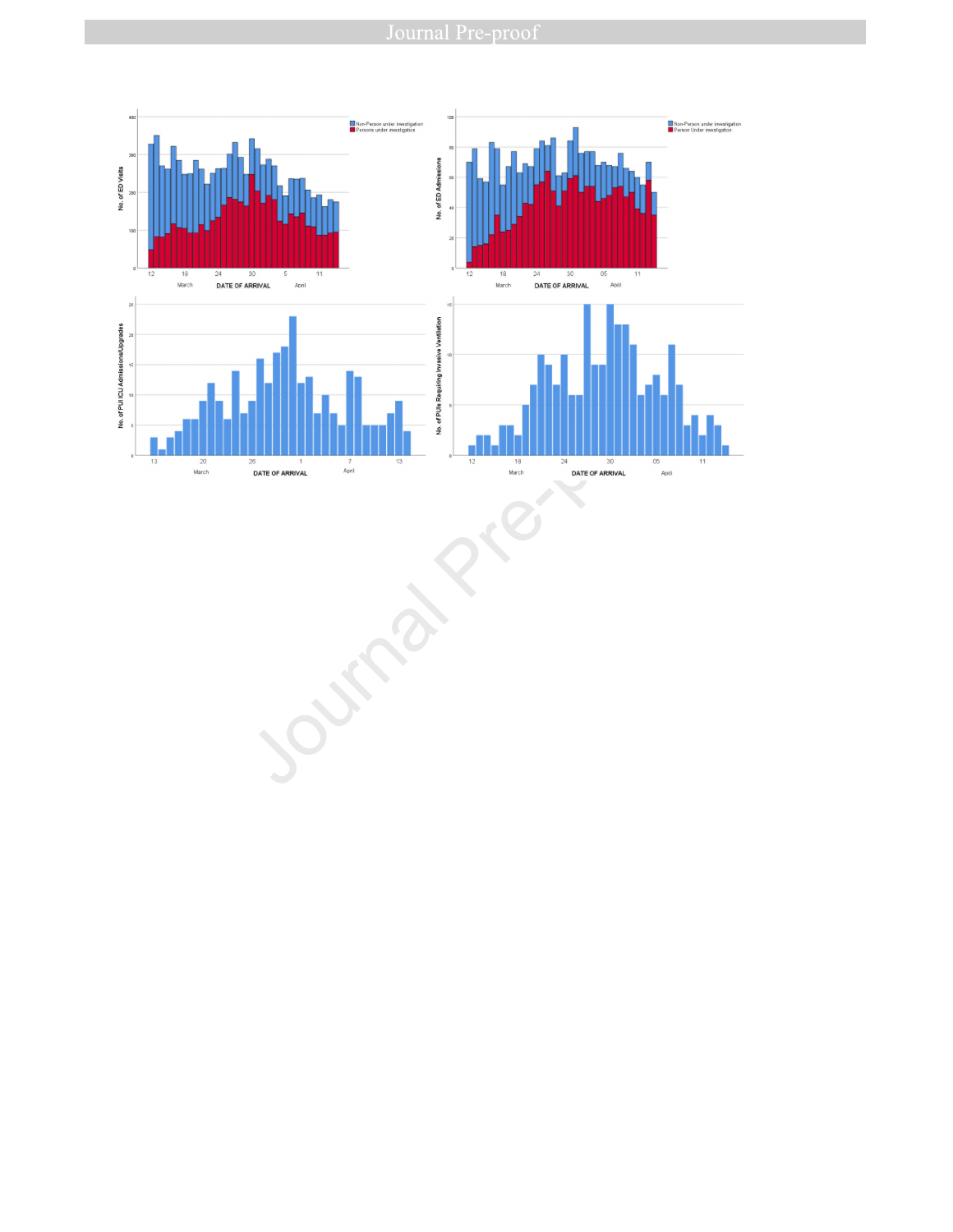No. of ED Visits

400
300
200
100
0

Non-Person under investigation
Persons under investigation

12 18 24 30 5 11
March DATE OF ARRIVAL April

No. of ED Admissions

100
80
60
40
20
0

Non-Person under investigation
Person Under investigation

12 18 24 30 05 11
March DATE OF ARRIVAL April

No. of PUI ICU Admissions/Upgrades

25
20
15
10
5
0

13 20 26 1 7 13
March DATE OF ARRIVAL April

No. of PUIs Requiring Invasive Ventilation

15
10
5
0

12 18 24 30 05 11
March DATE OF ARRIVAL April